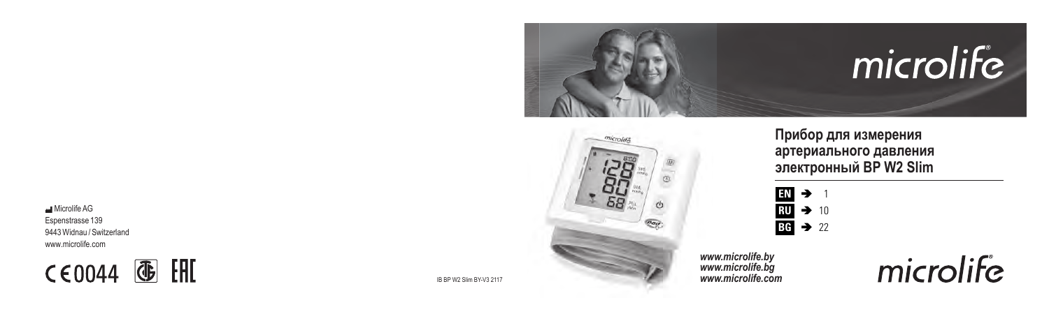microlife

## Прибор для измерения артериального давления электронный BP W2 Slim

EN ➔ 1
RU ➔ 10
BG ➔ 22

*www.microlife.by*
*www.microlife.bg*
*www.microlife.com*

microlife

Microlife AG
Espenstrasse 139
9443 Widnau / Switzerland
www.microlife.com

CE 0044 EAC

IB BP W2 Slim BY-V3 2117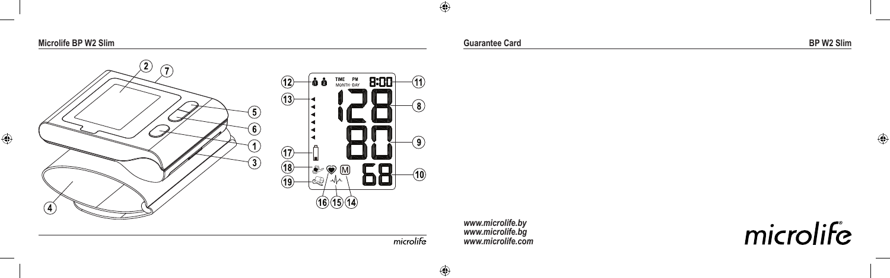Microlife BP W2 Slim

Guarantee Card

BP W2 Slim

*www.microlife.by*
*www.microlife.bg*
*www.microlife.com*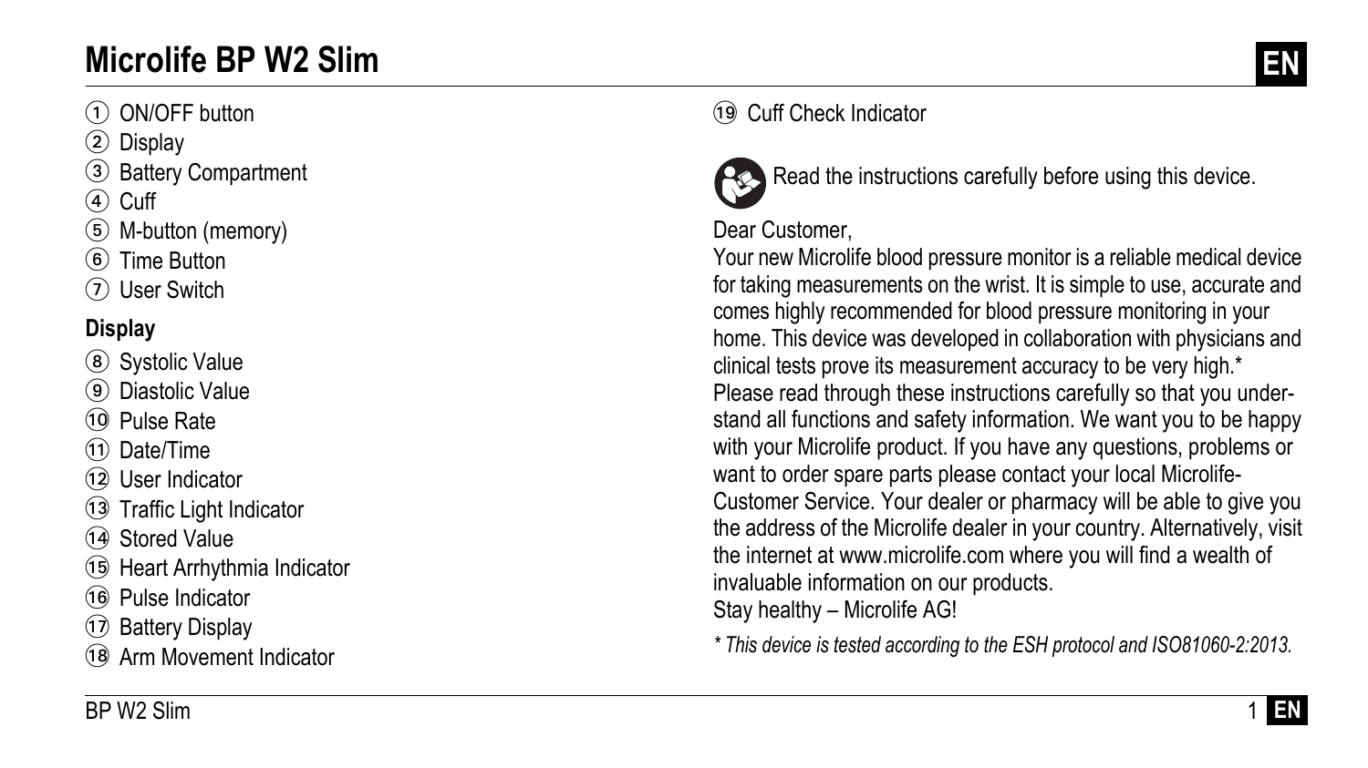# Microlife BP W2 Slim

EN

1. ON/OFF button
2. Display
3. Battery Compartment
4. Cuff
5. M-button (memory)
6. Time Button
7. User Switch

**Display**

8. Systolic Value
9. Diastolic Value
10. Pulse Rate
11. Date/Time
12. User Indicator
13. Traffic Light Indicator
14. Stored Value
15. Heart Arrhythmia Indicator
16. Pulse Indicator
17. Battery Display
18. Arm Movement Indicator
19. Cuff Check Indicator

Read the instructions carefully before using this device.

Dear Customer,
Your new Microlife blood pressure monitor is a reliable medical device for taking measurements on the wrist. It is simple to use, accurate and comes highly recommended for blood pressure monitoring in your home. This device was developed in collaboration with physicians and clinical tests prove its measurement accuracy to be very high.*
Please read through these instructions carefully so that you understand all functions and safety information. We want you to be happy with your Microlife product. If you have any questions, problems or want to order spare parts please contact your local Microlife-Customer Service. Your dealer or pharmacy will be able to give you the address of the Microlife dealer in your country. Alternatively, visit the internet at www.microlife.com where you will find a wealth of invaluable information on our products.
Stay healthy – Microlife AG!

*\* This device is tested according to the ESH protocol and ISO81060-2:2013.*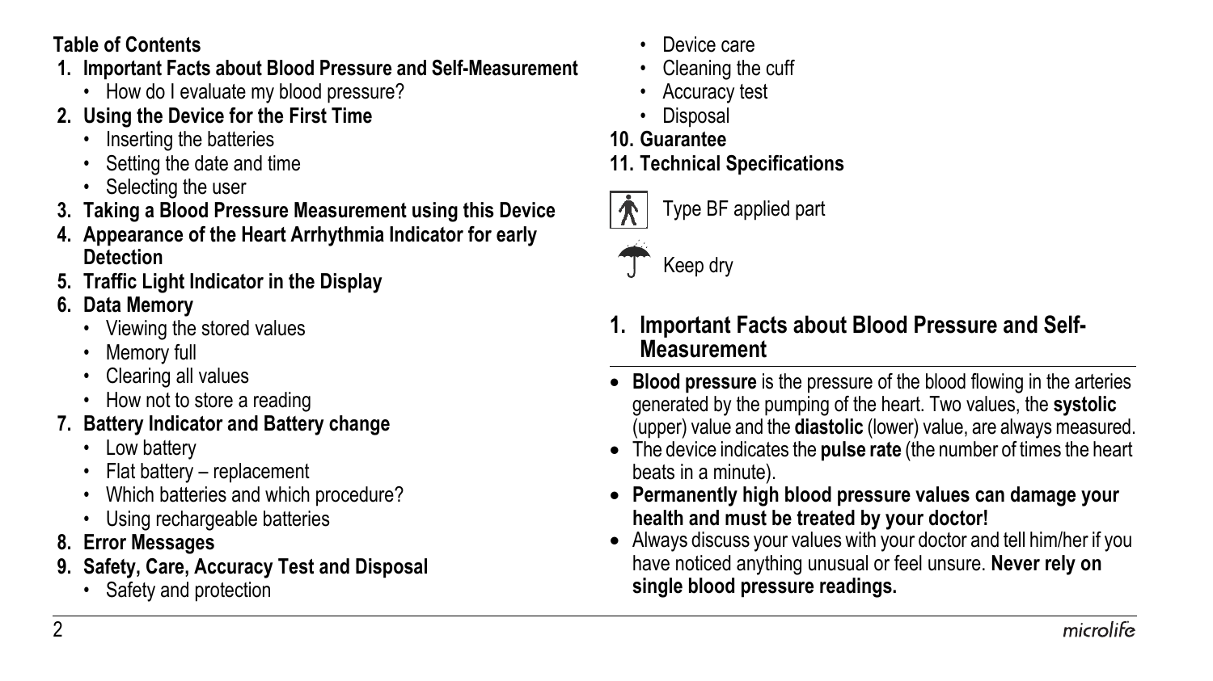**Table of Contents**

1. **Important Facts about Blood Pressure and Self-Measurement**
   - How do I evaluate my blood pressure?
2. **Using the Device for the First Time**
   - Inserting the batteries
   - Setting the date and time
   - Selecting the user
3. **Taking a Blood Pressure Measurement using this Device**
4. **Appearance of the Heart Arrhythmia Indicator for early Detection**
5. **Traffic Light Indicator in the Display**
6. **Data Memory**
   - Viewing the stored values
   - Memory full
   - Clearing all values
   - How not to store a reading
7. **Battery Indicator and Battery change**
   - Low battery
   - Flat battery – replacement
   - Which batteries and which procedure?
   - Using rechargeable batteries
8. **Error Messages**
9. **Safety, Care, Accuracy Test and Disposal**
   - Safety and protection
   - Device care
   - Cleaning the cuff
   - Accuracy test
   - Disposal
10. **Guarantee**
11. **Technical Specifications**

Type BF applied part

Keep dry

## 1. Important Facts about Blood Pressure and Self-Measurement

- **Blood pressure** is the pressure of the blood flowing in the arteries generated by the pumping of the heart. Two values, the **systolic** (upper) value and the **diastolic** (lower) value, are always measured.
- The device indicates the **pulse rate** (the number of times the heart beats in a minute).
- **Permanently high blood pressure values can damage your health and must be treated by your doctor!**
- Always discuss your values with your doctor and tell him/her if you have noticed anything unusual or feel unsure. **Never rely on single blood pressure readings.**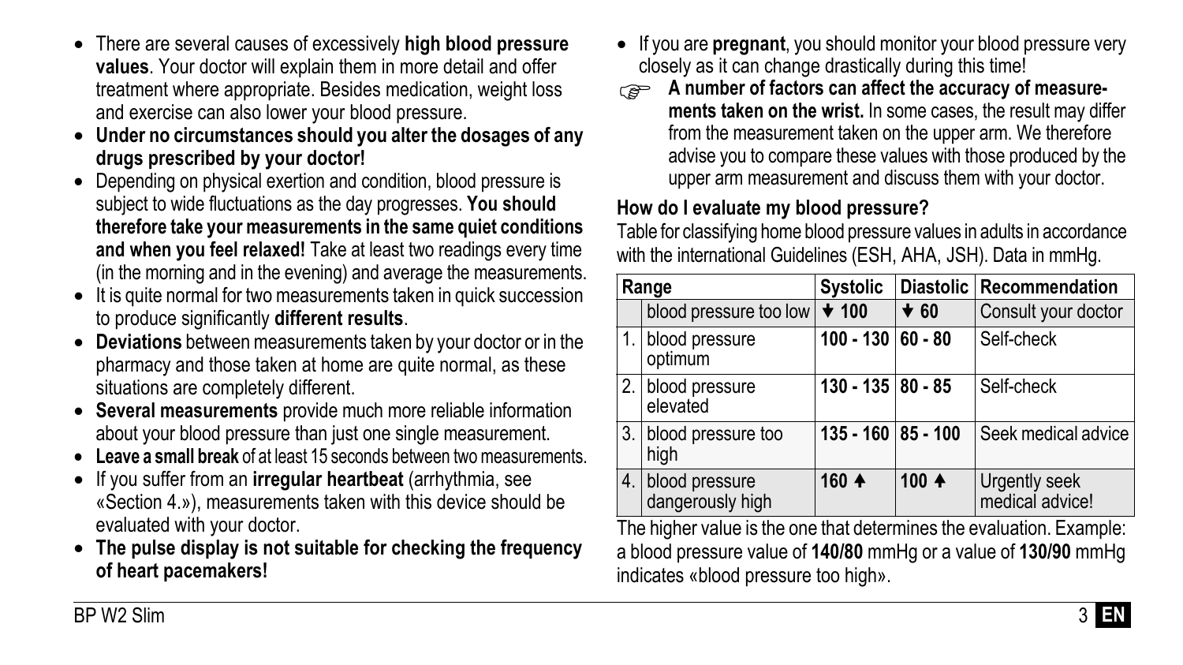- There are several causes of excessively **high blood pressure values**. Your doctor will explain them in more detail and offer treatment where appropriate. Besides medication, weight loss and exercise can also lower your blood pressure.
- **Under no circumstances should you alter the dosages of any drugs prescribed by your doctor!**
- Depending on physical exertion and condition, blood pressure is subject to wide fluctuations as the day progresses. **You should therefore take your measurements in the same quiet conditions and when you feel relaxed!** Take at least two readings every time (in the morning and in the evening) and average the measurements.
- It is quite normal for two measurements taken in quick succession to produce significantly **different results**.
- **Deviations** between measurements taken by your doctor or in the pharmacy and those taken at home are quite normal, as these situations are completely different.
- **Several measurements** provide much more reliable information about your blood pressure than just one single measurement.
- **Leave a small break** of at least 15 seconds between two measurements.
- If you suffer from an **irregular heartbeat** (arrhythmia, see «Section 4.»), measurements taken with this device should be evaluated with your doctor.
- **The pulse display is not suitable for checking the frequency of heart pacemakers!**
- If you are **pregnant**, you should monitor your blood pressure very closely as it can change drastically during this time!

☞ **A number of factors can affect the accuracy of measurements taken on the wrist.** In some cases, the result may differ from the measurement taken on the upper arm. We therefore advise you to compare these values with those produced by the upper arm measurement and discuss them with your doctor.

**How do I evaluate my blood pressure?**

Table for classifying home blood pressure values in adults in accordance with the international Guidelines (ESH, AHA, JSH). Data in mmHg.

| Range | | Systolic | Diastolic | Recommendation |
|---|---|---|---|---|
| | blood pressure too low | ↓ 100 | ↓ 60 | Consult your doctor |
| 1. | blood pressure optimum | 100 - 130 | 60 - 80 | Self-check |
| 2. | blood pressure elevated | 130 - 135 | 80 - 85 | Self-check |
| 3. | blood pressure too high | 135 - 160 | 85 - 100 | Seek medical advice |
| 4. | blood pressure dangerously high | 160 ↑ | 100 ↑ | Urgently seek medical advice! |

The higher value is the one that determines the evaluation. Example: a blood pressure value of **140/80** mmHg or a value of **130/90** mmHg indicates «blood pressure too high».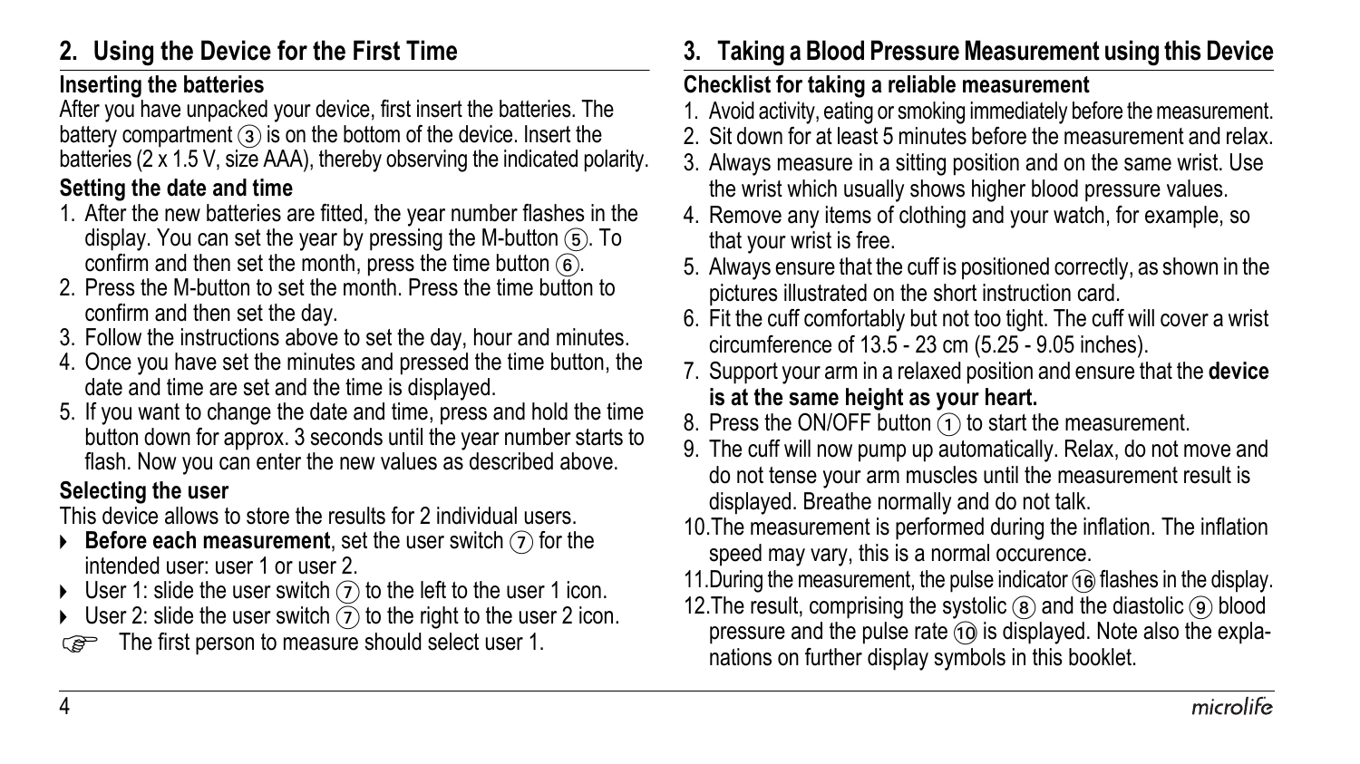## 2. Using the Device for the First Time

### Inserting the batteries

After you have unpacked your device, first insert the batteries. The battery compartment (3) is on the bottom of the device. Insert the batteries (2 x 1.5 V, size AAA), thereby observing the indicated polarity.

### Setting the date and time

1. After the new batteries are fitted, the year number flashes in the display. You can set the year by pressing the M-button (5). To confirm and then set the month, press the time button (6).
2. Press the M-button to set the month. Press the time button to confirm and then set the day.
3. Follow the instructions above to set the day, hour and minutes.
4. Once you have set the minutes and pressed the time button, the date and time are set and the time is displayed.
5. If you want to change the date and time, press and hold the time button down for approx. 3 seconds until the year number starts to flash. Now you can enter the new values as described above.

### Selecting the user

This device allows to store the results for 2 individual users.

- **Before each measurement**, set the user switch (7) for the intended user: user 1 or user 2.
- User 1: slide the user switch (7) to the left to the user 1 icon.
- User 2: slide the user switch (7) to the right to the user 2 icon.

☞ The first person to measure should select user 1.

## 3. Taking a Blood Pressure Measurement using this Device

### Checklist for taking a reliable measurement

1. Avoid activity, eating or smoking immediately before the measurement.
2. Sit down for at least 5 minutes before the measurement and relax.
3. Always measure in a sitting position and on the same wrist. Use the wrist which usually shows higher blood pressure values.
4. Remove any items of clothing and your watch, for example, so that your wrist is free.
5. Always ensure that the cuff is positioned correctly, as shown in the pictures illustrated on the short instruction card.
6. Fit the cuff comfortably but not too tight. The cuff will cover a wrist circumference of 13.5 - 23 cm (5.25 - 9.05 inches).
7. Support your arm in a relaxed position and ensure that the **device is at the same height as your heart.**
8. Press the ON/OFF button (1) to start the measurement.
9. The cuff will now pump up automatically. Relax, do not move and do not tense your arm muscles until the measurement result is displayed. Breathe normally and do not talk.
10. The measurement is performed during the inflation. The inflation speed may vary, this is a normal occurence.
11. During the measurement, the pulse indicator (16) flashes in the display.
12. The result, comprising the systolic (8) and the diastolic (9) blood pressure and the pulse rate (10) is displayed. Note also the explanations on further display symbols in this booklet.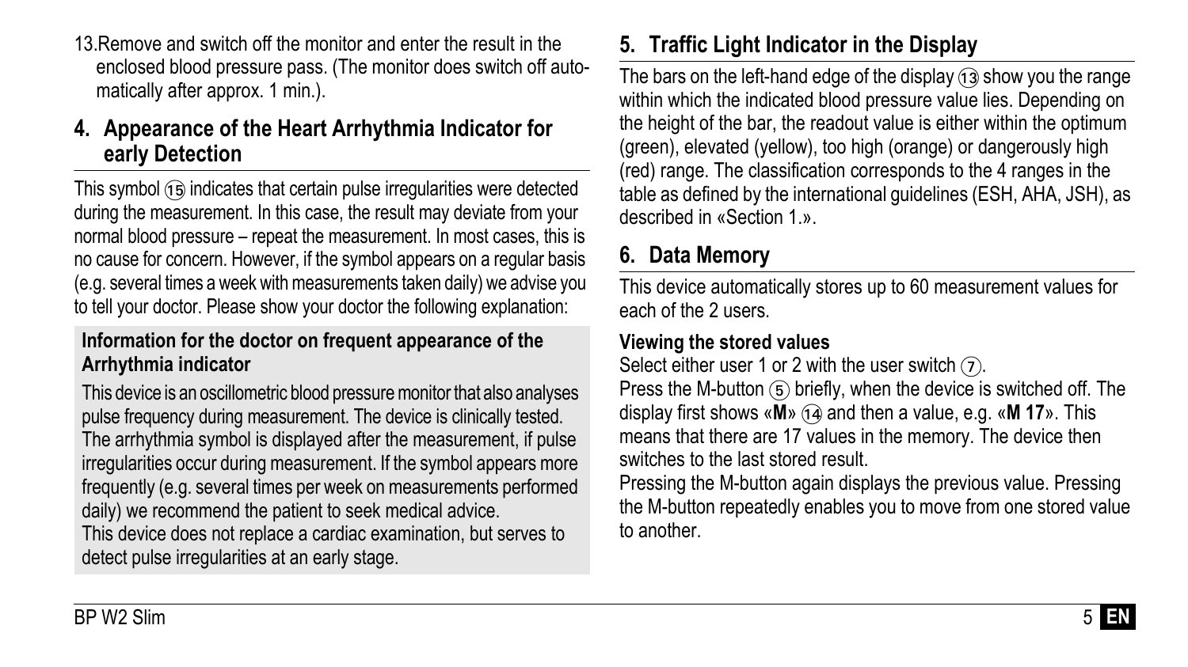13. Remove and switch off the monitor and enter the result in the enclosed blood pressure pass. (The monitor does switch off automatically after approx. 1 min.).

## 4. Appearance of the Heart Arrhythmia Indicator for early Detection

This symbol ⑮ indicates that certain pulse irregularities were detected during the measurement. In this case, the result may deviate from your normal blood pressure – repeat the measurement. In most cases, this is no cause for concern. However, if the symbol appears on a regular basis (e.g. several times a week with measurements taken daily) we advise you to tell your doctor. Please show your doctor the following explanation:

**Information for the doctor on frequent appearance of the Arrhythmia indicator**

This device is an oscillometric blood pressure monitor that also analyses pulse frequency during measurement. The device is clinically tested. The arrhythmia symbol is displayed after the measurement, if pulse irregularities occur during measurement. If the symbol appears more frequently (e.g. several times per week on measurements performed daily) we recommend the patient to seek medical advice.
This device does not replace a cardiac examination, but serves to detect pulse irregularities at an early stage.

## 5. Traffic Light Indicator in the Display

The bars on the left-hand edge of the display ⑬ show you the range within which the indicated blood pressure value lies. Depending on the height of the bar, the readout value is either within the optimum (green), elevated (yellow), too high (orange) or dangerously high (red) range. The classification corresponds to the 4 ranges in the table as defined by the international guidelines (ESH, AHA, JSH), as described in «Section 1.».

## 6. Data Memory

This device automatically stores up to 60 measurement values for each of the 2 users.

**Viewing the stored values**

Select either user 1 or 2 with the user switch ⑦.
Press the M-button ⑤ briefly, when the device is switched off. The display first shows «**M**» ⑭ and then a value, e.g. «**M 17**». This means that there are 17 values in the memory. The device then switches to the last stored result.
Pressing the M-button again displays the previous value. Pressing the M-button repeatedly enables you to move from one stored value to another.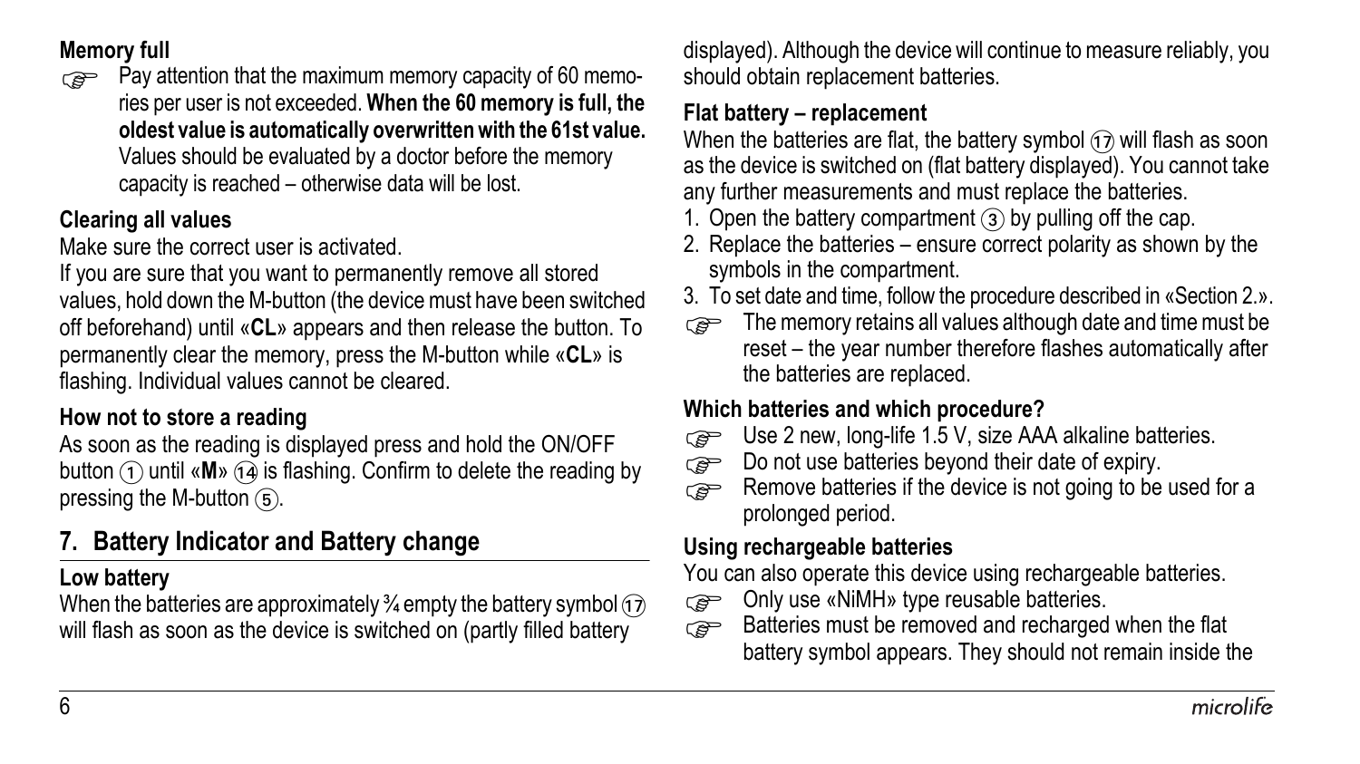### Memory full

☞ Pay attention that the maximum memory capacity of 60 memories per user is not exceeded. **When the 60 memory is full, the oldest value is automatically overwritten with the 61st value.** Values should be evaluated by a doctor before the memory capacity is reached – otherwise data will be lost.

### Clearing all values

Make sure the correct user is activated.

If you are sure that you want to permanently remove all stored values, hold down the M-button (the device must have been switched off beforehand) until «**CL**» appears and then release the button. To permanently clear the memory, press the M-button while «**CL**» is flashing. Individual values cannot be cleared.

### How not to store a reading

As soon as the reading is displayed press and hold the ON/OFF button ① until «**M**» ⑭ is flashing. Confirm to delete the reading by pressing the M-button ⑤.

## 7. Battery Indicator and Battery change

### Low battery

When the batteries are approximately ¾ empty the battery symbol ⑰ will flash as soon as the device is switched on (partly filled battery displayed). Although the device will continue to measure reliably, you should obtain replacement batteries.

### Flat battery – replacement

When the batteries are flat, the battery symbol ⑰ will flash as soon as the device is switched on (flat battery displayed). You cannot take any further measurements and must replace the batteries.

1. Open the battery compartment ③ by pulling off the cap.
2. Replace the batteries – ensure correct polarity as shown by the symbols in the compartment.
3. To set date and time, follow the procedure described in «Section 2.».

☞ The memory retains all values although date and time must be reset – the year number therefore flashes automatically after the batteries are replaced.

### Which batteries and which procedure?

☞ Use 2 new, long-life 1.5 V, size AAA alkaline batteries.

☞ Do not use batteries beyond their date of expiry.

☞ Remove batteries if the device is not going to be used for a prolonged period.

### Using rechargeable batteries

You can also operate this device using rechargeable batteries.

☞ Only use «NiMH» type reusable batteries.

☞ Batteries must be removed and recharged when the flat battery symbol appears. They should not remain inside the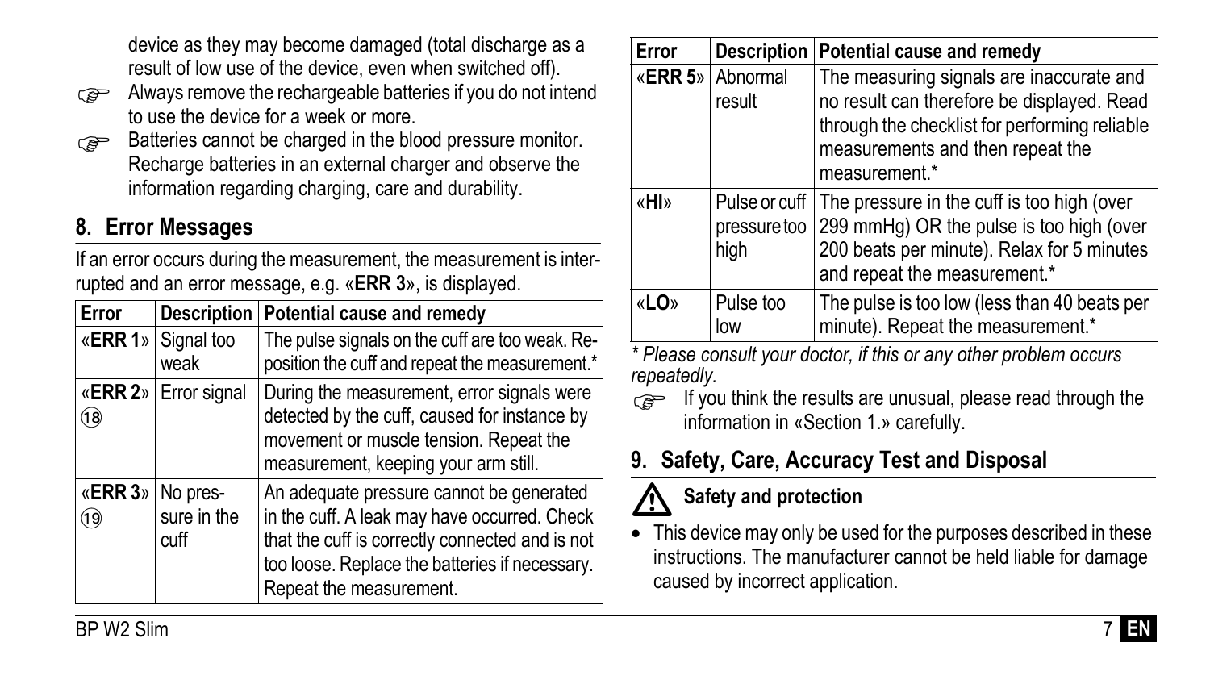device as they may become damaged (total discharge as a result of low use of the device, even when switched off).

☞ Always remove the rechargeable batteries if you do not intend to use the device for a week or more.

☞ Batteries cannot be charged in the blood pressure monitor. Recharge batteries in an external charger and observe the information regarding charging, care and durability.

## 8. Error Messages

If an error occurs during the measurement, the measurement is interrupted and an error message, e.g. «**ERR 3**», is displayed.

| Error | Description | Potential cause and remedy |
|---|---|---|
| «**ERR 1**» | Signal too weak | The pulse signals on the cuff are too weak. Reposition the cuff and repeat the measurement.* |
| «**ERR 2**» ⑱ | Error signal | During the measurement, error signals were detected by the cuff, caused for instance by movement or muscle tension. Repeat the measurement, keeping your arm still. |
| «**ERR 3**» ⑲ | No pressure in the cuff | An adequate pressure cannot be generated in the cuff. A leak may have occurred. Check that the cuff is correctly connected and is not too loose. Replace the batteries if necessary. Repeat the measurement. |
| «**ERR 5**» | Abnormal result | The measuring signals are inaccurate and no result can therefore be displayed. Read through the checklist for performing reliable measurements and then repeat the measurement.* |
| «**HI**» | Pulse or cuff pressure too high | The pressure in the cuff is too high (over 299 mmHg) OR the pulse is too high (over 200 beats per minute). Relax for 5 minutes and repeat the measurement.* |
| «**LO**» | Pulse too low | The pulse is too low (less than 40 beats per minute). Repeat the measurement.* |

*\* Please consult your doctor, if this or any other problem occurs repeatedly.*

☞ If you think the results are unusual, please read through the information in «Section 1.» carefully.

## 9. Safety, Care, Accuracy Test and Disposal

### ⚠ Safety and protection

- This device may only be used for the purposes described in these instructions. The manufacturer cannot be held liable for damage caused by incorrect application.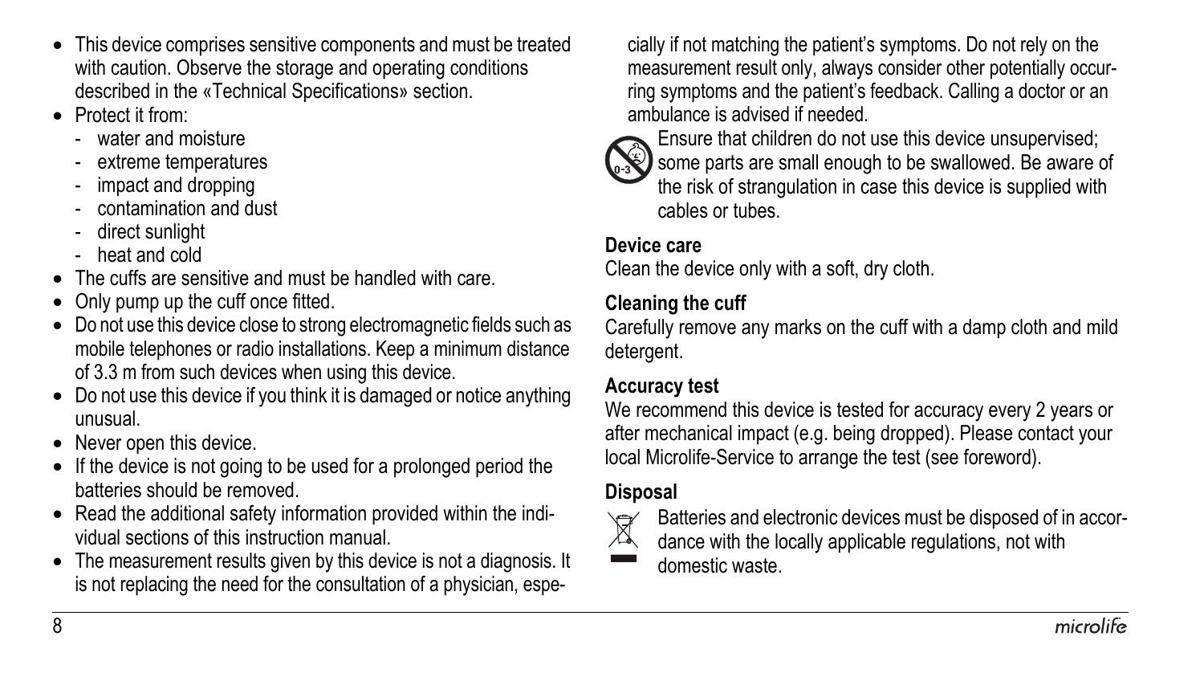- This device comprises sensitive components and must be treated with caution. Observe the storage and operating conditions described in the «Technical Specifications» section.
- Protect it from:
  - water and moisture
  - extreme temperatures
  - impact and dropping
  - contamination and dust
  - direct sunlight
  - heat and cold
- The cuffs are sensitive and must be handled with care.
- Only pump up the cuff once fitted.
- Do not use this device close to strong electromagnetic fields such as mobile telephones or radio installations. Keep a minimum distance of 3.3 m from such devices when using this device.
- Do not use this device if you think it is damaged or notice anything unusual.
- Never open this device.
- If the device is not going to be used for a prolonged period the batteries should be removed.
- Read the additional safety information provided within the individual sections of this instruction manual.
- The measurement results given by this device is not a diagnosis. It is not replacing the need for the consultation of a physician, especially if not matching the patient's symptoms. Do not rely on the measurement result only, always consider other potentially occurring symptoms and the patient's feedback. Calling a doctor or an ambulance is advised if needed.

Ensure that children do not use this device unsupervised; some parts are small enough to be swallowed. Be aware of the risk of strangulation in case this device is supplied with cables or tubes.

**Device care**

Clean the device only with a soft, dry cloth.

**Cleaning the cuff**

Carefully remove any marks on the cuff with a damp cloth and mild detergent.

**Accuracy test**

We recommend this device is tested for accuracy every 2 years or after mechanical impact (e.g. being dropped). Please contact your local Microlife-Service to arrange the test (see foreword).

**Disposal**

Batteries and electronic devices must be disposed of in accordance with the locally applicable regulations, not with domestic waste.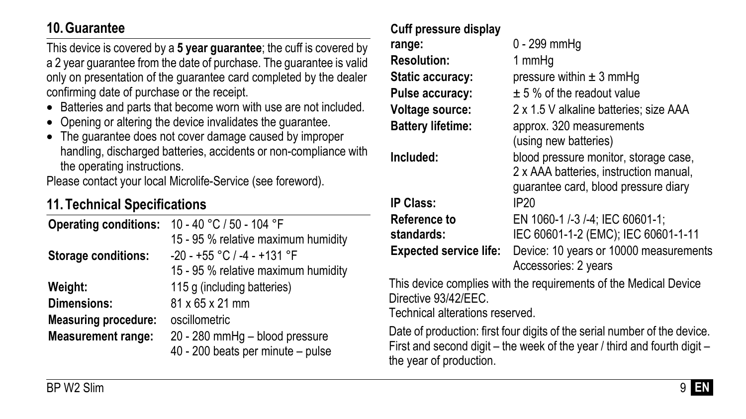## 10. Guarantee

This device is covered by a **5 year guarantee**; the cuff is covered by a 2 year guarantee from the date of purchase. The guarantee is valid only on presentation of the guarantee card completed by the dealer confirming date of purchase or the receipt.

- Batteries and parts that become worn with use are not included.
- Opening or altering the device invalidates the guarantee.
- The guarantee does not cover damage caused by improper handling, discharged batteries, accidents or non-compliance with the operating instructions.

Please contact your local Microlife-Service (see foreword).

## 11. Technical Specifications

| | |
|---|---|
| **Operating conditions:** | 10 - 40 °C / 50 - 104 °F<br>15 - 95 % relative maximum humidity |
| **Storage conditions:** | -20 - +55 °C / -4 - +131 °F<br>15 - 95 % relative maximum humidity |
| **Weight:** | 115 g (including batteries) |
| **Dimensions:** | 81 x 65 x 21 mm |
| **Measuring procedure:** | oscillometric |
| **Measurement range:** | 20 - 280 mmHg – blood pressure<br>40 - 200 beats per minute – pulse |
| **Cuff pressure display range:** | 0 - 299 mmHg |
| **Resolution:** | 1 mmHg |
| **Static accuracy:** | pressure within ± 3 mmHg |
| **Pulse accuracy:** | ± 5 % of the readout value |
| **Voltage source:** | 2 x 1.5 V alkaline batteries; size AAA |
| **Battery lifetime:** | approx. 320 measurements (using new batteries) |
| **Included:** | blood pressure monitor, storage case, 2 x AAA batteries, instruction manual, guarantee card, blood pressure diary |
| **IP Class:** | IP20 |
| **Reference to standards:** | EN 1060-1 /-3 /-4; IEC 60601-1; IEC 60601-1-2 (EMC); IEC 60601-1-11 |
| **Expected service life:** | Device: 10 years or 10000 measurements<br>Accessories: 2 years |

This device complies with the requirements of the Medical Device Directive 93/42/EEC.

Technical alterations reserved.

Date of production: first four digits of the serial number of the device. First and second digit – the week of the year / third and fourth digit – the year of production.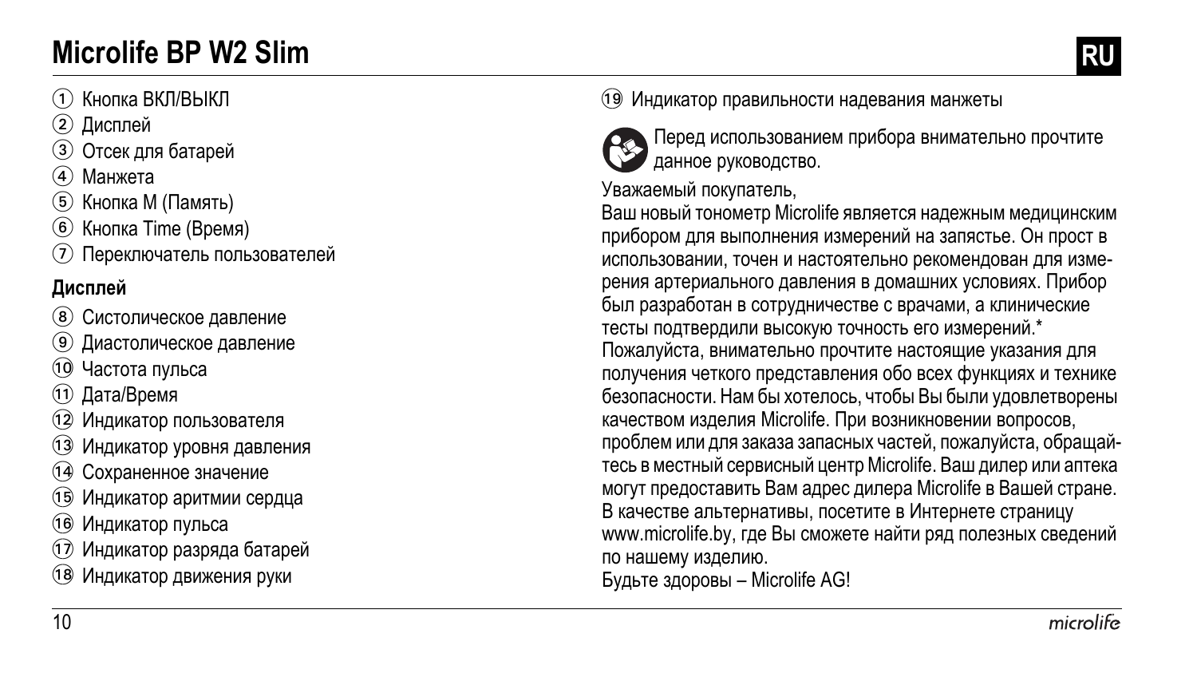# Microlife BP W2 Slim

RU

① Кнопка ВКЛ/ВЫКЛ
② Дисплей
③ Отсек для батарей
④ Манжета
⑤ Кнопка M (Память)
⑥ Кнопка Time (Время)
⑦ Переключатель пользователей

**Дисплей**

⑧ Систолическое давление
⑨ Диастолическое давление
⑩ Частота пульса
⑪ Дата/Время
⑫ Индикатор пользователя
⑬ Индикатор уровня давления
⑭ Сохраненное значение
⑮ Индикатор аритмии сердца
⑯ Индикатор пульса
⑰ Индикатор разряда батарей
⑱ Индикатор движения руки
⑲ Индикатор правильности надевания манжеты

Перед использованием прибора внимательно прочтите данное руководство.

Уважаемый покупатель,
Ваш новый тонометр Microlife является надежным медицинским прибором для выполнения измерений на запястье. Он прост в использовании, точен и настоятельно рекомендован для измерения артериального давления в домашних условиях. Прибор был разработан в сотрудничестве с врачами, а клинические тесты подтвердили высокую точность его измерений.*
Пожалуйста, внимательно прочтите настоящие указания для получения четкого представления обо всех функциях и технике безопасности. Нам бы хотелось, чтобы Вы были удовлетворены качеством изделия Microlife. При возникновении вопросов, проблем или для заказа запасных частей, пожалуйста, обращайтесь в местный сервисный центр Microlife. Ваш дилер или аптека могут предоставить Вам адрес дилера Microlife в Вашей стране. В качестве альтернативы, посетите в Интернете страницу www.microlife.by, где Вы сможете найти ряд полезных сведений по нашему изделию.
Будьте здоровы – Microlife AG!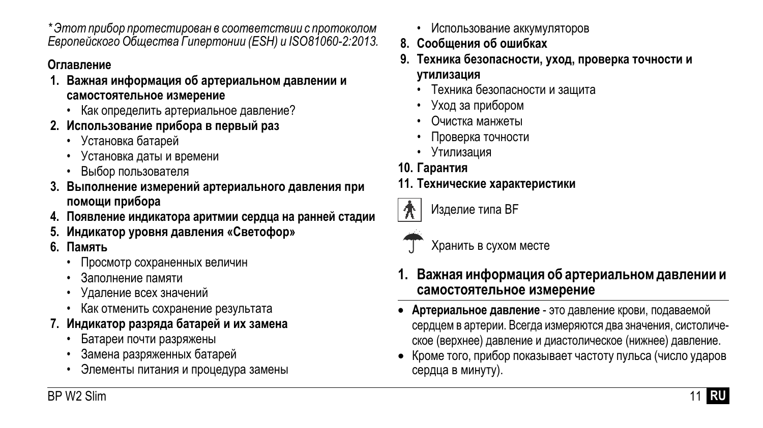*\*Этот прибор протестирован в соответствии с протоколом Европейского Общества Гипертонии (ESH) и ISO81060-2:2013.*

**Оглавление**

1. **Важная информация об артериальном давлении и самостоятельное измерение**
   - Как определить артериальное давление?
2. **Использование прибора в первый раз**
   - Установка батарей
   - Установка даты и времени
   - Выбор пользователя
3. **Выполнение измерений артериального давления при помощи прибора**
4. **Появление индикатора аритмии сердца на ранней стадии**
5. **Индикатор уровня давления «Светофор»**
6. **Память**
   - Просмотр сохраненных величин
   - Заполнение памяти
   - Удаление всех значений
   - Как отменить сохранение результата
7. **Индикатор разряда батарей и их замена**
   - Батареи почти разряжены
   - Замена разряженных батарей
   - Элементы питания и процедура замены
   - Использование аккумуляторов
8. **Сообщения об ошибках**
9. **Техника безопасности, уход, проверка точности и утилизация**
   - Техника безопасности и защита
   - Уход за прибором
   - Очистка манжеты
   - Проверка точности
   - Утилизация
10. **Гарантия**
11. **Технические характеристики**

Изделие типа BF

Хранить в сухом месте

## 1. Важная информация об артериальном давлении и самостоятельное измерение

- **Артериальное давление** - это давление крови, подаваемой сердцем в артерии. Всегда измеряются два значения, систолическое (верхнее) давление и диастолическое (нижнее) давление.
- Кроме того, прибор показывает частоту пульса (число ударов сердца в минуту).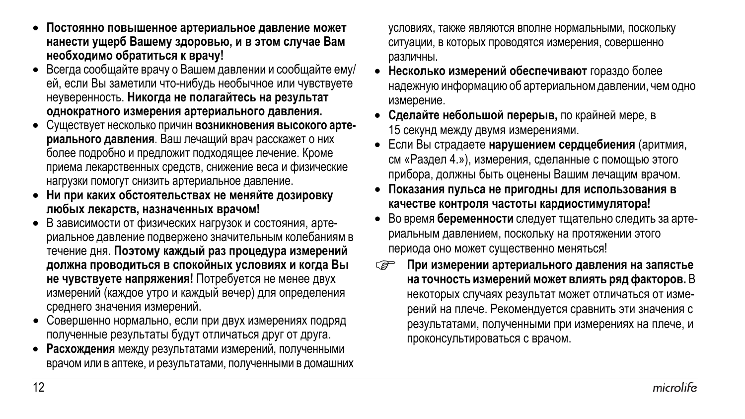- **Постоянно повышенное артериальное давление может нанести ущерб Вашему здоровью, и в этом случае Вам необходимо обратиться к врачу!**
- Всегда сообщайте врачу о Вашем давлении и сообщайте ему/ей, если Вы заметили что-нибудь необычное или чувствуете неуверенность. **Никогда не полагайтесь на результат однократного измерения артериального давления.**
- Существует несколько причин **возникновения высокого артериального давления**. Ваш лечащий врач расскажет о них более подробно и предложит подходящее лечение. Кроме приема лекарственных средств, снижение веса и физические нагрузки помогут снизить артериальное давление.
- **Ни при каких обстоятельствах не меняйте дозировку любых лекарств, назначенных врачом!**
- В зависимости от физических нагрузок и состояния, артериальное давление подвержено значительным колебаниям в течение дня. **Поэтому каждый раз процедура измерений должна проводиться в спокойных условиях и когда Вы не чувствуете напряжения!** Потребуется не менее двух измерений (каждое утро и каждый вечер) для определения среднего значения измерений.
- Совершенно нормально, если при двух измерениях подряд полученные результаты будут отличаться друг от друга.
- **Расхождения** между результатами измерений, полученными врачом или в аптеке, и результатами, полученными в домашних условиях, также являются вполне нормальными, поскольку ситуации, в которых проводятся измерения, совершенно различны.
- **Несколько измерений обеспечивают** гораздо более надежную информацию об артериальном давлении, чем одно измерение.
- **Сделайте небольшой перерыв,** по крайней мере, в 15 секунд между двумя измерениями.
- Если Вы страдаете **нарушением сердцебиения** (аритмия, см «Раздел 4.»), измерения, сделанные с помощью этого прибора, должны быть оценены Вашим лечащим врачом.
- **Показания пульса не пригодны для использования в качестве контроля частоты кардиостимулятора!**
- Во время **беременности** следует тщательно следить за артериальным давлением, поскольку на протяжении этого периода оно может существенно меняться!

☞ **При измерении артериального давления на запястье на точность измерений может влиять ряд факторов.** В некоторых случаях результат может отличаться от измерений на плече. Рекомендуется сравнить эти значения с результатами, полученными при измерениях на плече, и проконсультироваться с врачом.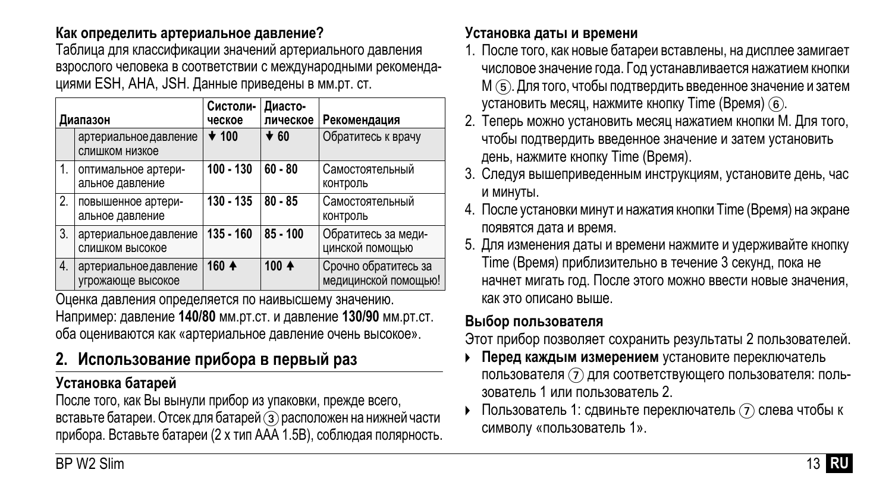**Как определить артериальное давление?**

Таблица для классификации значений артериального давления взрослого человека в соответствии с международными рекомендациями ESH, AHA, JSH. Данные приведены в мм.рт. ст.

| Диапазон | | Систолическое | Диастолическое | Рекомендация |
|---|---|---|---|---|
| | артериальное давление слишком низкое | ↓ 100 | ↓ 60 | Обратитесь к врачу |
| 1. | оптимальное артериальное давление | 100 - 130 | 60 - 80 | Самостоятельный контроль |
| 2. | повышенное артериальное давление | 130 - 135 | 80 - 85 | Самостоятельный контроль |
| 3. | артериальное давление слишком высокое | 135 - 160 | 85 - 100 | Обратитесь за медицинской помощью |
| 4. | артериальное давление угрожающе высокое | 160 ↑ | 100 ↑ | Срочно обратитесь за медицинской помощью! |

Оценка давления определяется по наивысшему значению.
Например: давление **140/80** мм.рт.ст. и давление **130/90** мм.рт.ст. оба оцениваются как «артериальное давление очень высокое».

## 2. Использование прибора в первый раз

**Установка батарей**

После того, как Вы вынули прибор из упаковки, прежде всего, вставьте батареи. Отсек для батарей (3) расположен на нижней части прибора. Вставьте батареи (2 x тип AAA 1.5В), соблюдая полярность.

**Установка даты и времени**

1. После того, как новые батареи вставлены, на дисплее замигает числовое значение года. Год устанавливается нажатием кнопки M (5). Для того, чтобы подтвердить введенное значение и затем установить месяц, нажмите кнопку Time (Время) (6).
2. Теперь можно установить месяц нажатием кнопки M. Для того, чтобы подтвердить введенное значение и затем установить день, нажмите кнопку Time (Время).
3. Следуя вышеприведенным инструкциям, установите день, час и минуты.
4. После установки минут и нажатия кнопки Time (Время) на экране появятся дата и время.
5. Для изменения даты и времени нажмите и удерживайте кнопку Time (Время) приблизительно в течение 3 секунд, пока не начнет мигать год. После этого можно ввести новые значения, как это описано выше.

**Выбор пользователя**

Этот прибор позволяет сохранить результаты 2 пользователей.

- **Перед каждым измерением** установите переключатель пользователя (7) для соответствующего пользователя: пользователь 1 или пользователь 2.
- Пользователь 1: сдвиньте переключатель (7) слева чтобы к символу «пользователь 1».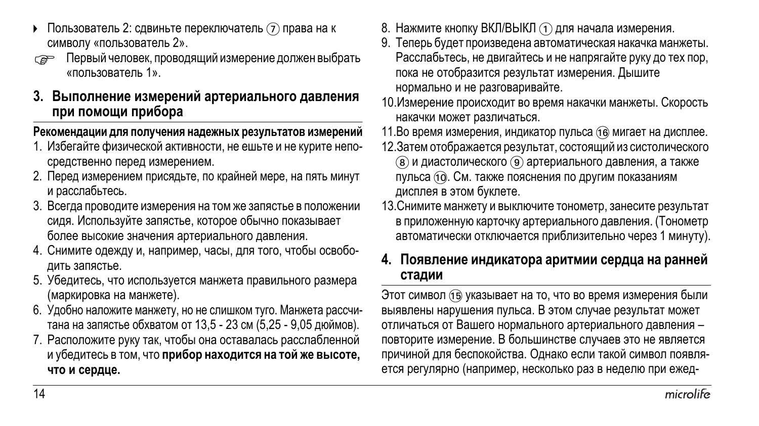- Пользователь 2: сдвиньте переключатель ⑦ права на к символу «пользователь 2».

☞ Первый человек, проводящий измерение должен выбрать «пользователь 1».

## 3. Выполнение измерений артериального давления при помощи прибора

**Рекомендации для получения надежных результатов измерений**

1. Избегайте физической активности, не ешьте и не курите непосредственно перед измерением.
2. Перед измерением присядьте, по крайней мере, на пять минут и расслабьтесь.
3. Всегда проводите измерения на том же запястье в положении сидя. Используйте запястье, которое обычно показывает более высокие значения артериального давления.
4. Снимите одежду и, например, часы, для того, чтобы освободить запястье.
5. Убедитесь, что используется манжета правильного размера (маркировка на манжете).
6. Удобно наложите манжету, но не слишком туго. Манжета рассчитана на запястье обхватом от 13,5 - 23 см (5,25 - 9,05 дюймов).
7. Расположите руку так, чтобы она оставалась расслабленной и убедитесь в том, что **прибор находится на той же высоте, что и сердце.**
8. Нажмите кнопку ВКЛ/ВЫКЛ ① для начала измерения.
9. Теперь будет произведена автоматическая накачка манжеты. Расслабьтесь, не двигайтесь и не напрягайте руку до тех пор, пока не отобразится результат измерения. Дышите нормально и не разговаривайте.
10. Измерение происходит во время накачки манжеты. Скорость накачки может различаться.
11. Во время измерения, индикатор пульса ⑯ мигает на дисплее.
12. Затем отображается результат, состоящий из систолического ⑧ и диастолического ⑨ артериального давления, а также пульса ⑩. См. также пояснения по другим показаниям дисплея в этом буклете.
13. Снимите манжету и выключите тонометр, занесите результат в приложенную карточку артериального давления. (Тонометр автоматически отключается приблизительно через 1 минуту).

## 4. Появление индикатора аритмии сердца на ранней стадии

Этот символ ⑮ указывает на то, что во время измерения были выявлены нарушения пульса. В этом случае результат может отличаться от Вашего нормального артериального давления – повторите измерение. В большинстве случаев это не является причиной для беспокойства. Однако если такой символ появляется регулярно (например, несколько раз в неделю при ежед-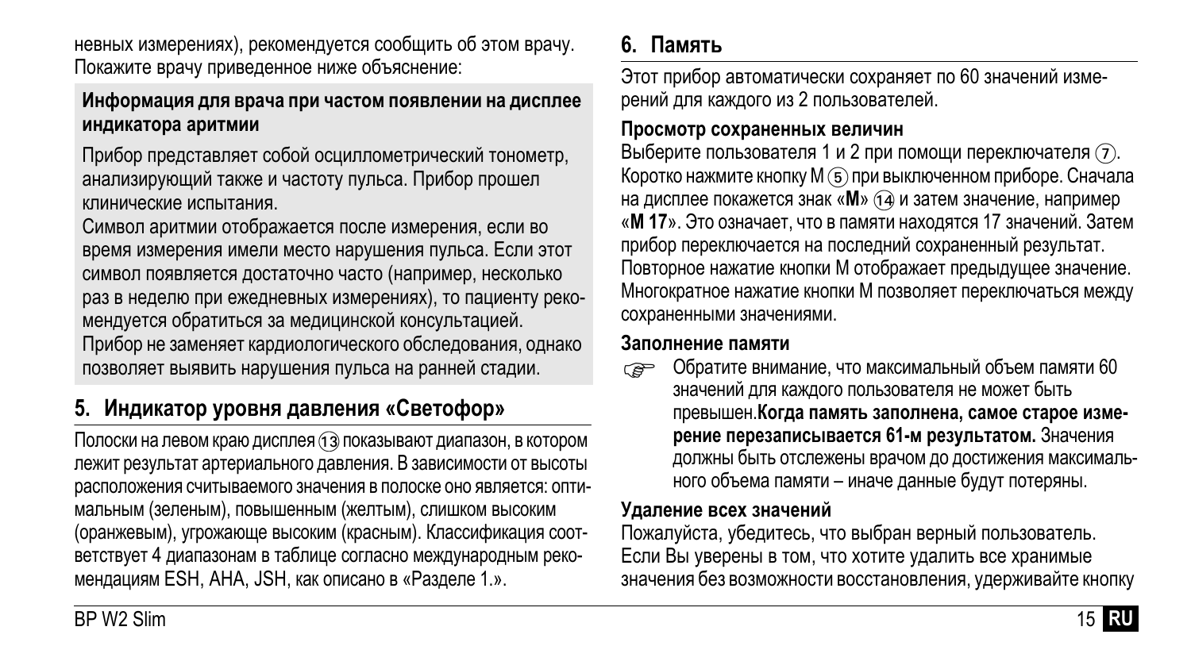невных измерениях), рекомендуется сообщить об этом врачу. Покажите врачу приведенное ниже объяснение:

**Информация для врача при частом появлении на дисплее индикатора аритмии**

Прибор представляет собой осциллометрический тонометр, анализирующий также и частоту пульса. Прибор прошел клинические испытания.
Символ аритмии отображается после измерения, если во время измерения имели место нарушения пульса. Если этот символ появляется достаточно часто (например, несколько раз в неделю при ежедневных измерениях), то пациенту рекомендуется обратиться за медицинской консультацией.
Прибор не заменяет кардиологического обследования, однако позволяет выявить нарушения пульса на ранней стадии.

## 5. Индикатор уровня давления «Светофор»

Полоски на левом краю дисплея ⑬ показывают диапазон, в котором лежит результат артериального давления. В зависимости от высоты расположения считываемого значения в полоске оно является: оптимальным (зеленым), повышенным (желтым), слишком высоким (оранжевым), угрожающе высоким (красным). Классификация соответствует 4 диапазонам в таблице согласно международным рекомендациям ESH, AHA, JSH, как описано в «Разделе 1.».

## 6. Память

Этот прибор автоматически сохраняет по 60 значений измерений для каждого из 2 пользователей.

**Просмотр сохраненных величин**
Выберите пользователя 1 и 2 при помощи переключателя ⑦. Коротко нажмите кнопку M ⑤ при выключенном приборе. Сначала на дисплее покажется знак «**M**» ⑭ и затем значение, например «**M 17**». Это означает, что в памяти находятся 17 значений. Затем прибор переключается на последний сохраненный результат. Повторное нажатие кнопки M отображает предыдущее значение. Многократное нажатие кнопки M позволяет переключаться между сохраненными значениями.

**Заполнение памяти**

☞ Обратите внимание, что максимальный объем памяти 60 значений для каждого пользователя не может быть превышен.**Когда память заполнена, самое старое измерение перезаписывается 61-м результатом.** Значения должны быть отслежены врачом до достижения максимального объема памяти – иначе данные будут потеряны.

**Удаление всех значений**
Пожалуйста, убедитесь, что выбран верный пользователь. Если Вы уверены в том, что хотите удалить все хранимые значения без возможности восстановления, удерживайте кнопку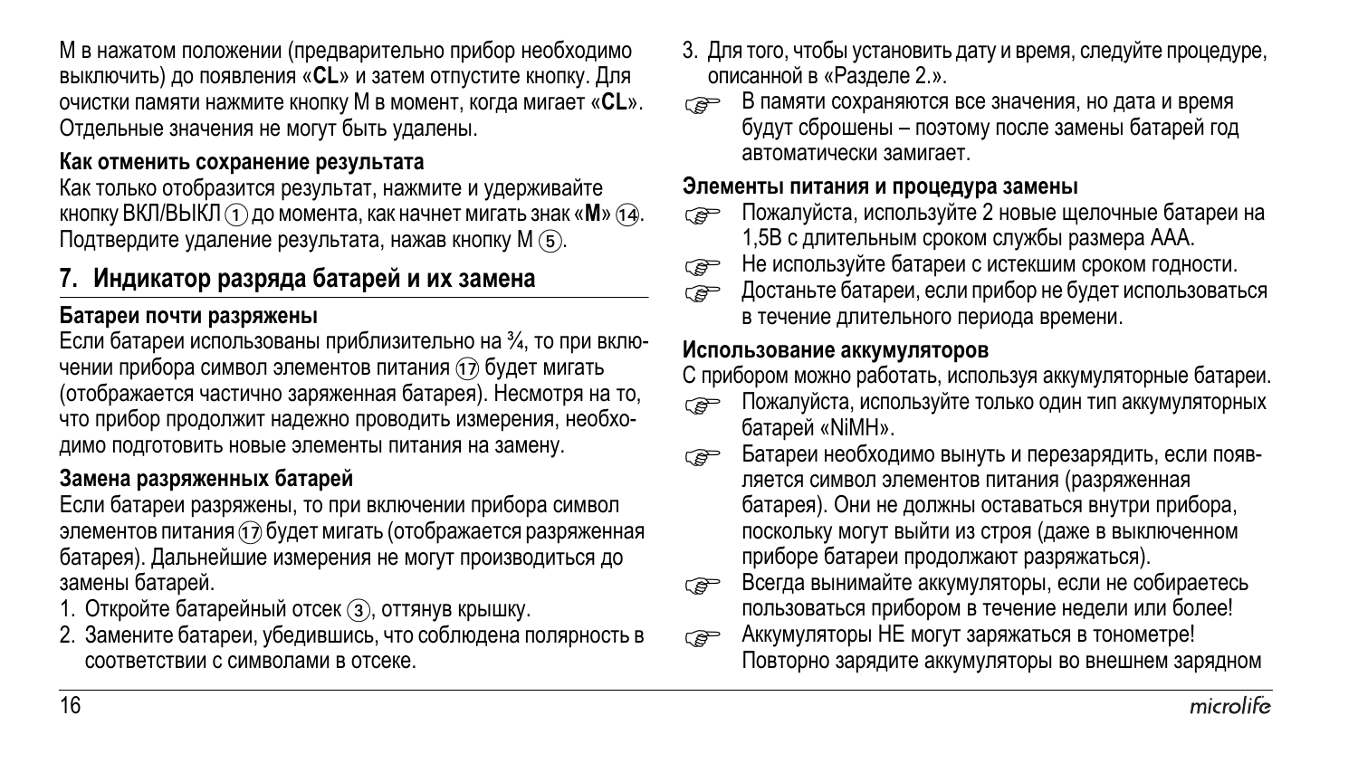М в нажатом положении (предварительно прибор необходимо выключить) до появления «**CL**» и затем отпустите кнопку. Для очистки памяти нажмите кнопку М в момент, когда мигает «**CL**». Отдельные значения не могут быть удалены.

**Как отменить сохранение результата**

Как только отобразится результат, нажмите и удерживайте кнопку ВКЛ/ВЫКЛ ① до момента, как начнет мигать знак «**M**» ⑭. Подтвердите удаление результата, нажав кнопку М ⑤.

## 7. Индикатор разряда батарей и их замена

**Батареи почти разряжены**

Если батареи использованы приблизительно на ¾, то при включении прибора символ элементов питания ⑰ будет мигать (отображается частично заряженная батарея). Несмотря на то, что прибор продолжит надежно проводить измерения, необходимо подготовить новые элементы питания на замену.

**Замена разряженных батарей**

Если батареи разряжены, то при включении прибора символ элементов питания ⑰ будет мигать (отображается разряженная батарея). Дальнейшие измерения не могут производиться до замены батарей.

1. Откройте батарейный отсек ③, оттянув крышку.
2. Замените батареи, убедившись, что соблюдена полярность в соответствии с символами в отсеке.
3. Для того, чтобы установить дату и время, следуйте процедуре, описанной в «Разделе 2.».

☞ В памяти сохраняются все значения, но дата и время будут сброшены – поэтому после замены батарей год автоматически замигает.

**Элементы питания и процедура замены**

☞ Пожалуйста, используйте 2 новые щелочные батареи на 1,5В с длительным сроком службы размера AAA.

☞ Не используйте батареи с истекшим сроком годности.

☞ Достаньте батареи, если прибор не будет использоваться в течение длительного периода времени.

**Использование аккумуляторов**

С прибором можно работать, используя аккумуляторные батареи.

☞ Пожалуйста, используйте только один тип аккумуляторных батарей «NiMH».

☞ Батареи необходимо вынуть и перезарядить, если появляется символ элементов питания (разряженная батарея). Они не должны оставаться внутри прибора, поскольку могут выйти из строя (даже в выключенном приборе батареи продолжают разряжаться).

☞ Всегда вынимайте аккумуляторы, если не собираетесь пользоваться прибором в течение недели или более!

☞ Аккумуляторы НЕ могут заряжаться в тонометре! Повторно зарядите аккумуляторы во внешнем зарядном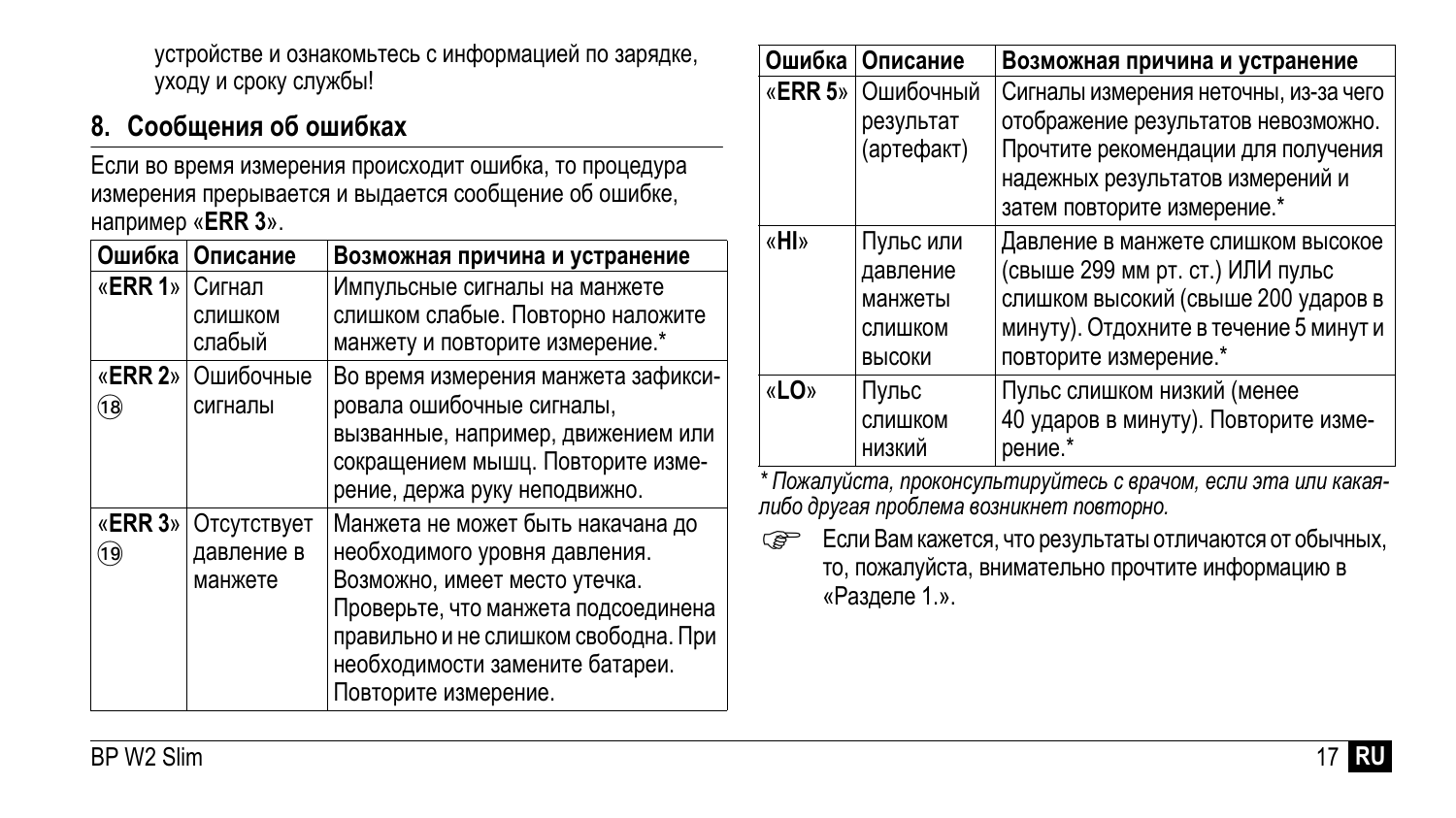устройстве и ознакомьтесь с информацией по зарядке, уходу и сроку службы!

## 8. Сообщения об ошибках

Если во время измерения происходит ошибка, то процедура измерения прерывается и выдается сообщение об ошибке, например «**ERR 3**».

| Ошибка | Описание | Возможная причина и устранение |
|---|---|---|
| «**ERR 1**» | Сигнал слишком слабый | Импульсные сигналы на манжете слишком слабые. Повторно наложите манжету и повторите измерение.* |
| «**ERR 2**» ⑱ | Ошибочные сигналы | Во время измерения манжета зафиксировала ошибочные сигналы, вызванные, например, движением или сокращением мышц. Повторите измерение, держа руку неподвижно. |
| «**ERR 3**» ⑲ | Отсутствует давление в манжете | Манжета не может быть накачана до необходимого уровня давления. Возможно, имеет место утечка. Проверьте, что манжета подсоединена правильно и не слишком свободна. При необходимости замените батареи. Повторите измерение. |
| «**ERR 5**» | Ошибочный результат (артефакт) | Сигналы измерения неточны, из-за чего отображение результатов невозможно. Прочтите рекомендации для получения надежных результатов измерений и затем повторите измерение.* |
| «**HI**» | Пульс или давление манжеты слишком высоки | Давление в манжете слишком высокое (свыше 299 мм рт. ст.) ИЛИ пульс слишком высокий (свыше 200 ударов в минуту). Отдохните в течение 5 минут и повторите измерение.* |
| «**LO**» | Пульс слишком низкий | Пульс слишком низкий (менее 40 ударов в минуту). Повторите измерение.* |

*\* Пожалуйста, проконсультируйтесь с врачом, если эта или какая-либо другая проблема возникнет повторно.*

☞ Если Вам кажется, что результаты отличаются от обычных, то, пожалуйста, внимательно прочтите информацию в «Разделе 1.».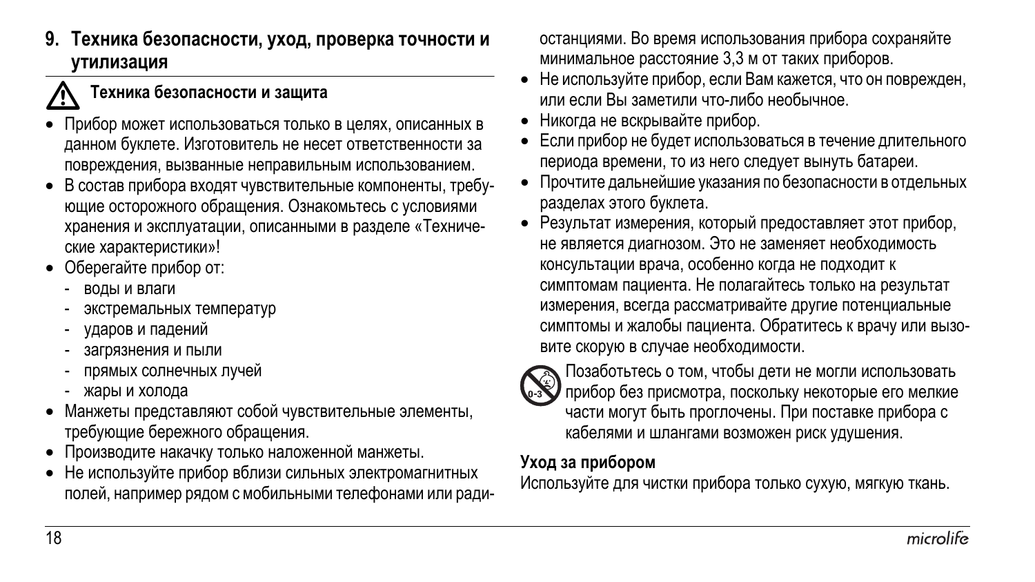## 9. Техника безопасности, уход, проверка точности и утилизация

### ⚠ Техника безопасности и защита

- Прибор может использоваться только в целях, описанных в данном буклете. Изготовитель не несет ответственности за повреждения, вызванные неправильным использованием.
- В состав прибора входят чувствительные компоненты, требующие осторожного обращения. Ознакомьтесь с условиями хранения и эксплуатации, описанными в разделе «Технические характеристики»!
- Оберегайте прибор от:
  - воды и влаги
  - экстремальных температур
  - ударов и падений
  - загрязнения и пыли
  - прямых солнечных лучей
  - жары и холода
- Манжеты представляют собой чувствительные элементы, требующие бережного обращения.
- Производите накачку только наложенной манжеты.
- Не используйте прибор вблизи сильных электромагнитных полей, например рядом с мобильными телефонами или радиостанциями. Во время использования прибора сохраняйте минимальное расстояние 3,3 м от таких приборов.
- Не используйте прибор, если Вам кажется, что он поврежден, или если Вы заметили что-либо необычное.
- Никогда не вскрывайте прибор.
- Если прибор не будет использоваться в течение длительного периода времени, то из него следует вынуть батареи.
- Прочтите дальнейшие указания по безопасности в отдельных разделах этого буклета.
- Результат измерения, который предоставляет этот прибор, не является диагнозом. Это не заменяет необходимость консультации врача, особенно когда не подходит к симптомам пациента. Не полагайтесь только на результат измерения, всегда рассматривайте другие потенциальные симптомы и жалобы пациента. Обратитесь к врачу или вызовите скорую в случае необходимости.

Позаботьтесь о том, чтобы дети не могли использовать прибор без присмотра, поскольку некоторые его мелкие части могут быть проглочены. При поставке прибора с кабелями и шлангами возможен риск удушения.

**Уход за прибором**

Используйте для чистки прибора только сухую, мягкую ткань.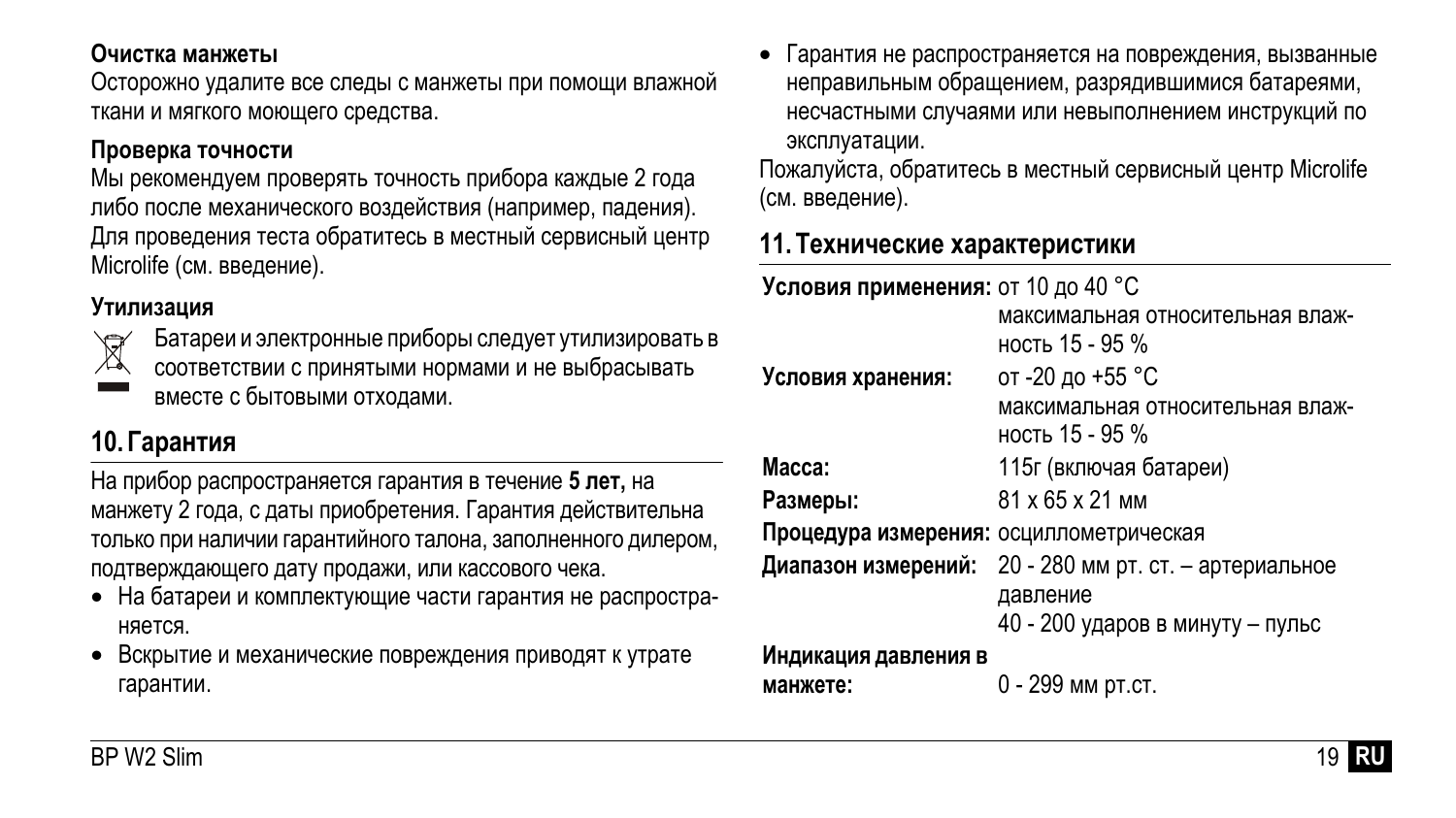**Очистка манжеты**

Осторожно удалите все следы с манжеты при помощи влажной ткани и мягкого моющего средства.

**Проверка точности**

Мы рекомендуем проверять точность прибора каждые 2 года либо после механического воздействия (например, падения). Для проведения теста обратитесь в местный сервисный центр Microlife (см. введение).

**Утилизация**

Батареи и электронные приборы следует утилизировать в соответствии с принятыми нормами и не выбрасывать вместе с бытовыми отходами.

## 10. Гарантия

На прибор распространяется гарантия в течение **5 лет,** на манжету 2 года, с даты приобретения. Гарантия действительна только при наличии гарантийного талона, заполненного дилером, подтверждающего дату продажи, или кассового чека.

- На батареи и комплектующие части гарантия не распространяется.
- Вскрытие и механические повреждения приводят к утрате гарантии.
- Гарантия не распространяется на повреждения, вызванные неправильным обращением, разрядившимися батареями, несчастными случаями или невыполнением инструкций по эксплуатации.

Пожалуйста, обратитесь в местный сервисный центр Microlife (см. введение).

## 11. Технические характеристики

| | |
|---|---|
| **Условия применения:** | от 10 до 40 °C<br>максимальная относительная влажность 15 - 95 % |
| **Условия хранения:** | от -20 до +55 °C<br>максимальная относительная влажность 15 - 95 % |
| **Масса:** | 115г (включая батареи) |
| **Размеры:** | 81 x 65 x 21 мм |
| **Процедура измерения:** | осциллометрическая |
| **Диапазон измерений:** | 20 - 280 мм рт. ст. – артериальное давление<br>40 - 200 ударов в минуту – пульс |
| **Индикация давления в манжете:** | 0 - 299 мм рт.ст. |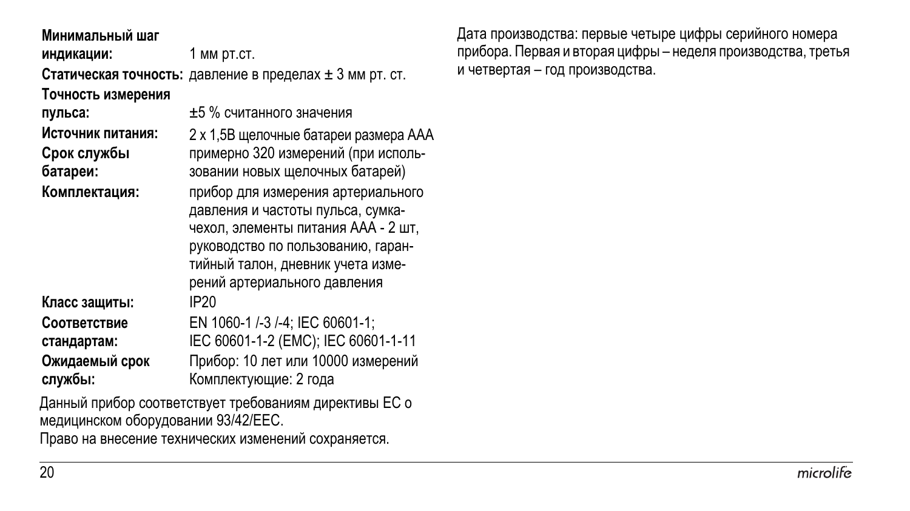| | |
|---|---|
| **Минимальный шаг индикации:** | 1 мм рт.ст. |
| **Статическая точность:** | давление в пределах ± 3 мм рт. ст. |
| **Точность измерения пульса:** | ±5 % считанного значения |
| **Источник питания:** | 2 x 1,5В щелочные батареи размера AAA |
| **Срок службы батареи:** | примерно 320 измерений (при использовании новых щелочных батарей) |
| **Комплектация:** | прибор для измерения артериального давления и частоты пульса, сумка-чехол, элементы питания AAA - 2 шт, руководство по пользованию, гарантийный талон, дневник учета измерений артериального давления |
| **Класс защиты:** | IP20 |
| **Соответствие стандартам:** | EN 1060-1 /-3 /-4; IEC 60601-1; IEC 60601-1-2 (EMC); IEC 60601-1-11 |
| **Ожидаемый срок службы:** | Прибор: 10 лет или 10000 измерений<br>Комплектующие: 2 года |

Данный прибор соответствует требованиям директивы ЕС о медицинском оборудовании 93/42/EEC.

Право на внесение технических изменений сохраняется.

Дата производства: первые четыре цифры серийного номера прибора. Первая и вторая цифры – неделя производства, третья и четвертая – год производства.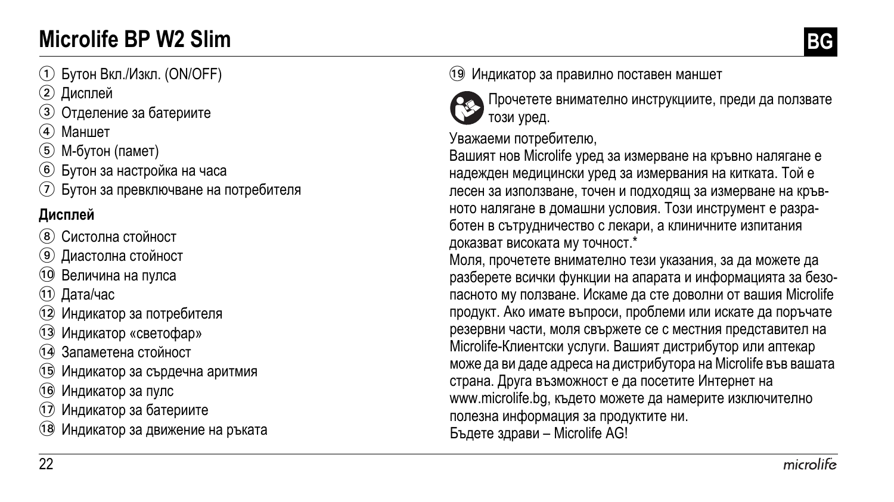# Microlife BP W2 Slim

BG

① Бутон Вкл./Изкл. (ON/OFF)
② Дисплей
③ Отделение за батериите
④ Маншет
⑤ М-бутон (памет)
⑥ Бутон за настройка на часа
⑦ Бутон за превключване на потребителя

**Дисплей**

⑧ Систолна стойност
⑨ Диастолна стойност
⑩ Величина на пулса
⑪ Дата/час
⑫ Индикатор за потребителя
⑬ Индикатор «светофар»
⑭ Запаметена стойност
⑮ Индикатор за сърдечна аритмия
⑯ Индикатор за пулс
⑰ Индикатор за батериите
⑱ Индикатор за движение на ръката
⑲ Индикатор за правилно поставен маншет

Прочетете внимателно инструкциите, преди да ползвате този уред.

Уважаеми потребителю,
Вашият нов Microlife уред за измерване на кръвно налягане е надежден медицински уред за измервания на китката. Той е лесен за използване, точен и подходящ за измерване на кръвното налягане в домашни условия. Този инструмент е разработен в сътрудничество с лекари, а клиничните изпитания доказват високата му точност.*
Моля, прочетете внимателно тези указания, за да можете да разберете всички функции на апарата и информацията за безопасното му ползване. Искаме да сте доволни от вашия Microlife продукт. Ако имате въпроси, проблеми или искате да поръчате резервни части, моля свържете се с местния представител на Microlife-Клиентски услуги. Вашият дистрибутор или аптекар може да ви даде адреса на дистрибутора на Microlife във вашата страна. Друга възможност е да посетите Интернет на www.microlife.bg, където можете да намерите изключително полезна информация за продуктите ни.
Бъдете здрави – Microlife AG!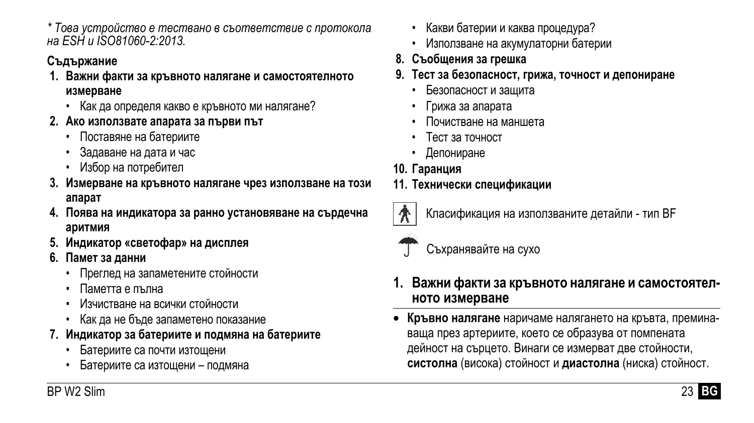*\* Това устройство е тествано в съответствие с протокола на ESH и ISO81060-2:2013.*

**Съдържание**

1. **Важни факти за кръвното налягане и самостоятелното измерване**
   - Как да определя какво е кръвното ми налягане?
2. **Ако използвате апарата за първи път**
   - Поставяне на батериите
   - Задаване на дата и час
   - Избор на потребител
3. **Измерване на кръвното налягане чрез използване на този апарат**
4. **Появa на индикатора за ранно установяване на сърдечна аритмия**
5. **Индикатор «светофар» на дисплея**
6. **Памет за данни**
   - Преглед на запаметените стойности
   - Паметта е пълна
   - Изчистване на всички стойности
   - Как да не бъде запаметено показание
7. **Индикатор за батериите и подмяна на батериите**
   - Батериите са почти изтощени
   - Батериите са изтощени – подмяна
   - Какви батерии и каква процедура?
   - Използване на акумулаторни батерии
8. **Съобщения за грешка**
9. **Тест за безопасност, грижа, точност и депониране**
   - Безопасност и защита
   - Грижа за апарата
   - Почистване на маншета
   - Тест за точност
   - Депониране
10. **Гаранция**
11. **Технически спецификации**

Класификация на използваните детайли - тип BF

Съхранявайте на сухо

## 1. Важни факти за кръвното налягане и самостоятелното измерване

- **Кръвно налягане** наричаме налягането на кръвта, преминаваща през артериите, което се образува от помпената дейност на сърцето. Винаги се измерват две стойности, **систолна** (висока) стойност и **диастолна** (ниска) стойност.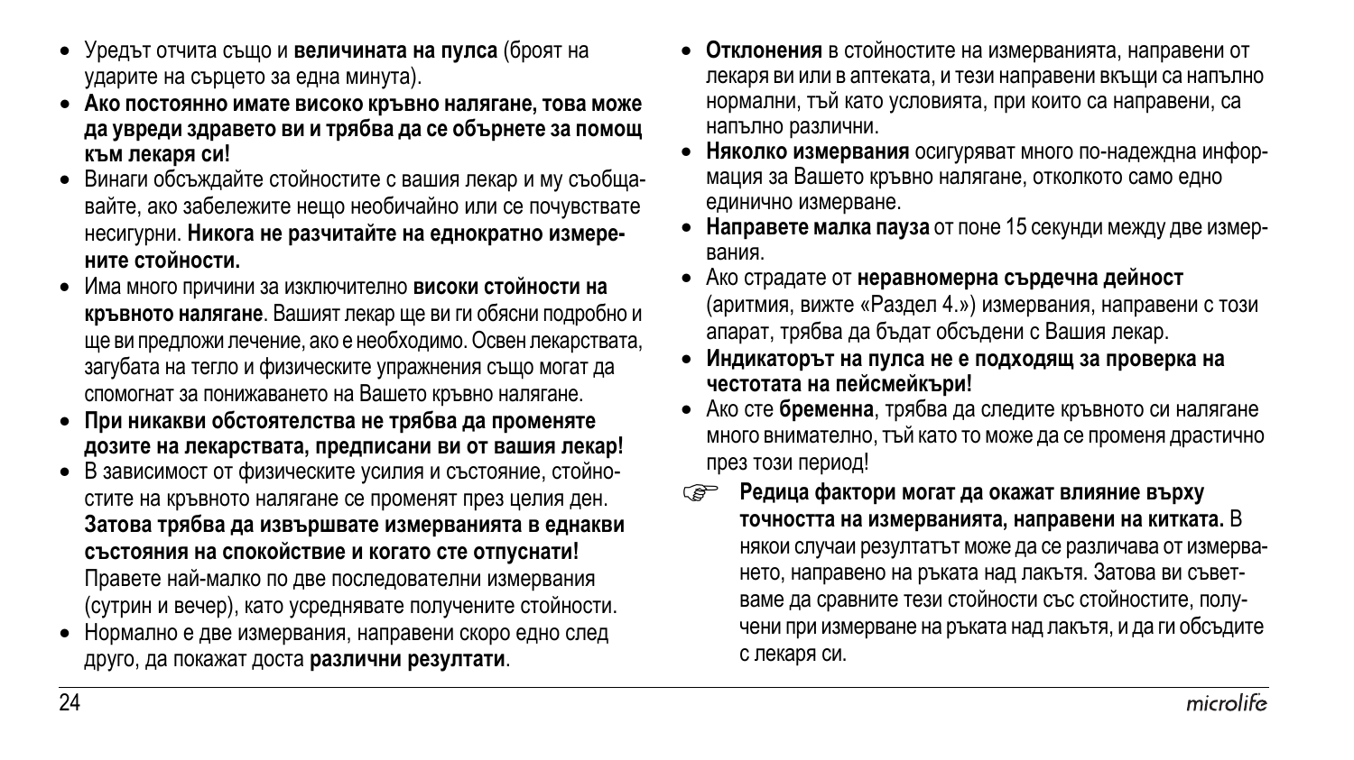- Уредът отчита също и **величината на пулса** (броят на ударите на сърцето за една минута).
- **Ако постоянно имате високо кръвно налягане, това може да увреди здравето ви и трябва да се обърнете за помощ към лекаря си!**
- Винаги обсъждайте стойностите с вашия лекар и му съобщавайте, ако забележите нещо необичайно или се почувствате несигурни. **Никога не разчитайте на еднократно измерените стойности.**
- Има много причини за изключително **високи стойности на кръвното налягане**. Вашият лекар ще ви ги обясни подробно и ще ви предложи лечение, ако е необходимо. Освен лекарствата, загубата на тегло и физическите упражнения също могат да спомогнат за понижаването на Вашето кръвно налягане.
- **При никакви обстоятелства не трябва да променяте дозите на лекарствата, предписани ви от вашия лекар!**
- В зависимост от физическите усилия и състояние, стойностите на кръвното налягане се променят през целия ден. **Затова трябва да извършвате измерванията в еднакви състояния на спокойствие и когато сте отпуснати!** Правете най-малко по две последователни измервания (сутрин и вечер), като усреднявате получените стойности.
- Нормално е две измервания, направени скоро едно след друго, да покажат доста **различни резултати**.
- **Отклонения** в стойностите на измерванията, направени от лекаря ви или в аптеката, и тези направени вкъщи са напълно нормални, тъй като условията, при които са направени, са напълно различни.
- **Няколко измервания** осигуряват много по-надеждна информация за Вашето кръвно налягане, отколкото само едно единично измерване.
- **Направете малка пауза** от поне 15 секунди между две измервания.
- Ако страдате от **неравномерна сърдечна дейност** (аритмия, вижте «Раздел 4.») измервания, направени с този апарат, трябва да бъдат обсъдени с Вашия лекар.
- **Индикаторът на пулса не е подходящ за проверка на честотата на пейсмейкъри!**
- Ако сте **бременна**, трябва да следите кръвното си налягане много внимателно, тъй като то може да се променя драстично през този период!

☞ **Редица фактори могат да окажат влияние върху точността на измерванията, направени на китката.** В някои случаи резултатът може да се различава от измерването, направено на ръката над лакътя. Затова ви съветваме да сравните тези стойности със стойностите, получени при измерване на ръката над лакътя, и да ги обсъдите с лекаря си.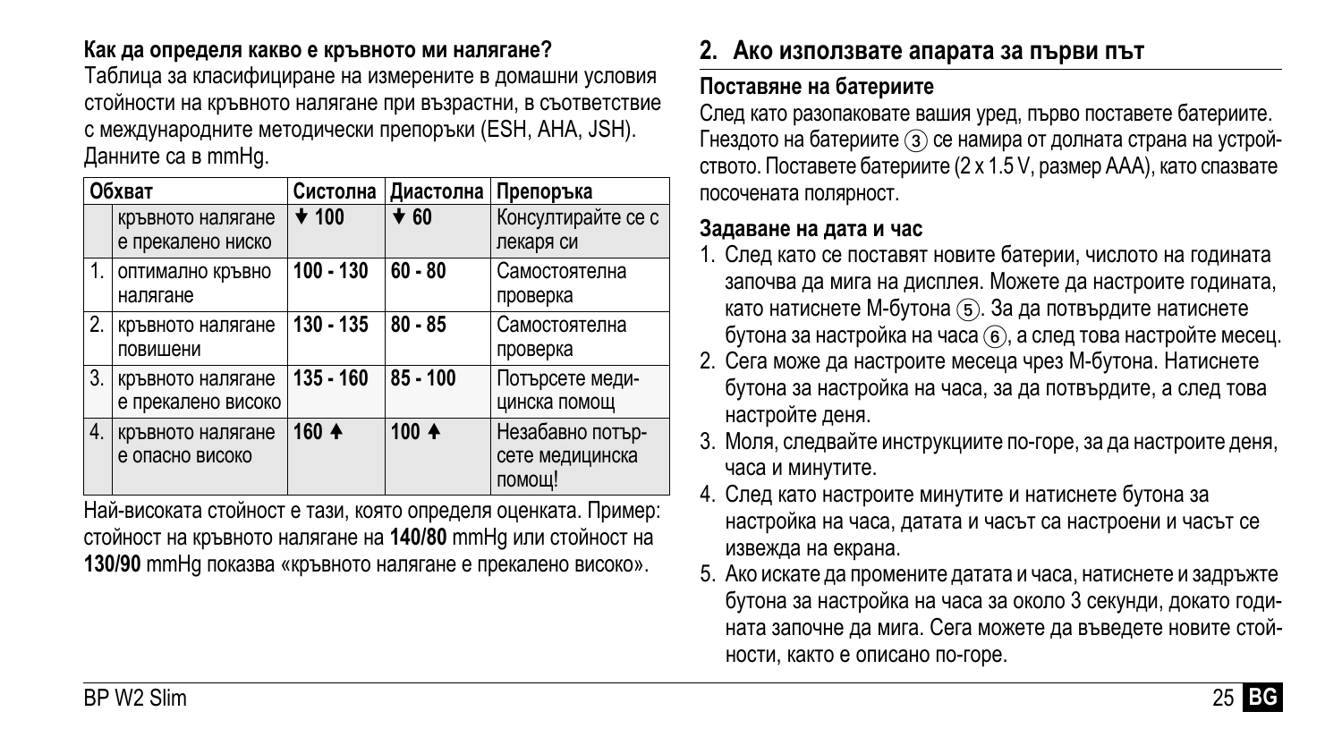**Как да определя какво е кръвното ми налягане?**

Таблица за класифициране на измерените в домашни условия стойности на кръвното налягане при възрастни, в съответствие с международните методически препоръки (ESH, AHA, JSH). Данните са в mmHg.

| Обхват | | Систолна | Диастолна | Препоръка |
|---|---|---|---|---|
| | кръвното налягане е прекалено ниско | ↓ 100 | ↓ 60 | Консултирайте се с лекаря си |
| 1. | оптимално кръвно налягане | 100 - 130 | 60 - 80 | Самостоятелна проверка |
| 2. | кръвното налягане повишени | 130 - 135 | 80 - 85 | Самостоятелна проверка |
| 3. | кръвното налягане е прекалено високо | 135 - 160 | 85 - 100 | Потърсете медицинска помощ |
| 4. | кръвното налягане е опасно високо | 160 ↑ | 100 ↑ | Незабавно потърсете медицинска помощ! |

Най-високата стойност е тази, която определя оценката. Пример: стойност на кръвното налягане на **140/80** mmHg или стойност на **130/90** mmHg показва «кръвното налягане е прекалено високо».

## 2. Ако използвате апарата за първи път

**Поставяне на батериите**

След като разопаковате вашия уред, първо поставете батериите. Гнездото на батериите (3) се намира от долната страна на устройството. Поставете батериите (2 x 1.5 V, размер AAA), като спазвате посочената полярност.

**Задаване на дата и час**

1. След като се поставят новите батерии, числото на годината започва да мига на дисплея. Можете да настроите годината, като натиснете М-бутона (5). За да потвърдите натиснете бутона за настройка на часа (6), а след това настройте месец.
2. Сега може да настроите месеца чрез М-бутона. Натиснете бутона за настройка на часа, за да потвърдите, а след това настройте деня.
3. Моля, следвайте инструкциите по-горе, за да настроите деня, часа и минутите.
4. След като настроите минутите и натиснете бутона за настройка на часа, датата и часът са настроени и часът се извежда на екрана.
5. Ако искате да промените датата и часа, натиснете и задръжте бутона за настройка на часа за около 3 секунди, докато годината започне да мига. Сега можете да въведете новите стойности, както е описано по-горе.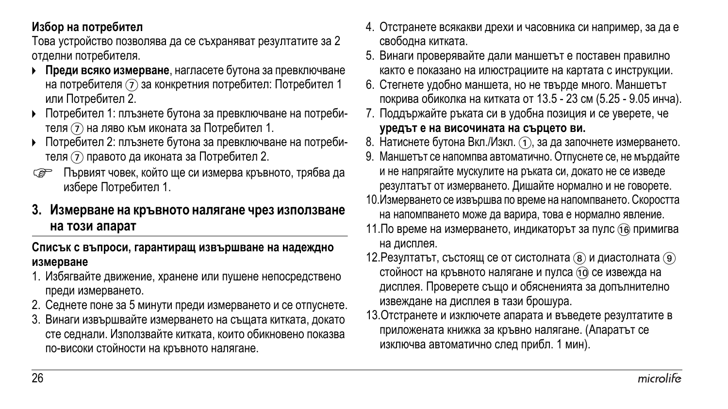**Избор на потребител**

Това устройство позволява да се съхраняват резултатите за 2 отделни потребителя.

- **Преди всяко измерване**, нагласете бутона за превключване на потребителя ⑦ за конкретния потребител: Потребител 1 или Потребител 2.
- Потребител 1: плъзнете бутона за превключване на потребителя ⑦ на ляво към иконата за Потребител 1.
- Потребител 2: плъзнете бутона за превключване на потребителя ⑦ правото да иконата за Потребител 2.

☞ Първият човек, който ще си измерва кръвното, трябва да избере Потребител 1.

## 3. Измерване на кръвното налягане чрез използване на този апарат

**Списък с въпроси, гарантиращ извършване на надеждно измерване**

1. Избягвайте движение, хранене или пушене непосредствено преди измерването.
2. Седнете поне за 5 минути преди измерването и се отпуснете.
3. Винаги извършвайте измерването на същата китката, докато сте седнали. Използвайте китката, които обикновено показва по-високи стойности на кръвното налягане.
4. Отстранете всякакви дрехи и часовника си например, за да е свободна китката.
5. Винаги проверявайте дали маншетът е поставен правилно както е показано на илюстрациите на картата с инструкции.
6. Стегнете удобно маншета, но не твърде много. Маншетът покрива обиколка на китката от 13.5 - 23 см (5.25 - 9.05 инча).
7. Поддържайте ръката си в удобна позиция и се уверете, че **уредът е на височината на сърцето ви.**
8. Натиснете бутона Вкл./Изкл. ①, за да започнете измерването.
9. Маншетът се напомпва автоматично. Отпуснете се, не мърдайте и не напрягайте мускулите на ръката си, докато не се изведе резултатът от измерването. Дишайте нормално и не говорете.
10. Измерването се извършва по време на напомпването. Скоростта на напомпването може да варира, това е нормално явление.
11. По време на измерването, индикаторът за пулс ⑯ примигва на дисплея.
12. Резултатът, състоящ се от систолната ⑧ и диастолната ⑨ стойност на кръвното налягане и пулса ⑩ се извежда на дисплея. Проверете също и обясненията за допълнително извеждане на дисплея в тази брошура.
13. Отстранете и изключете апарата и въведете резултатите в приложената книжка за кръвно налягане. (Апаратът се изключва автоматично след прибл. 1 мин).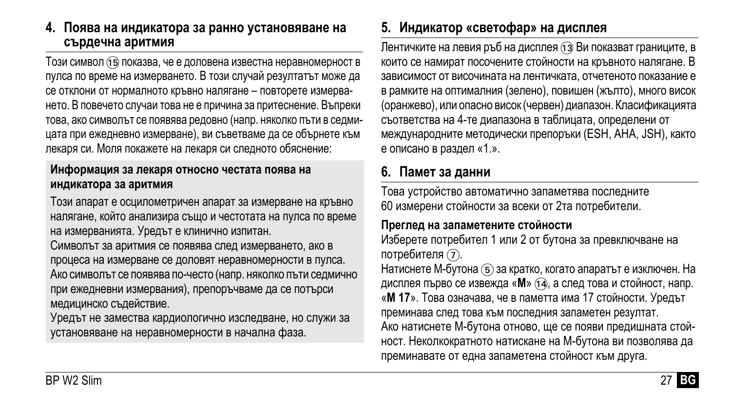## 4. Поява на индикатора за ранно установяване на сърдечна аритмия

Този символ ⑮ показва, че е доловена известна неравномерност в пулса по време на измерването. В този случай резултатът може да се отклони от нормалното кръвно налягане – повторете измерването. В повечето случаи това не е причина за притеснение. Въпреки това, ако символът се появява редовно (напр. няколко пъти в седмицата при ежедневно измерване), ви съветваме да се обърнете към лекаря си. Моля покажете на лекаря си следното обяснение:

**Информация за лекаря относно честата поява на индикатора за аритмия**

Този апарат е осцилометричен апарат за измерване на кръвно налягане, който анализира също и честотата на пулса по време на измерванията. Уредът е клинично изпитан.
Символът за аритмия се появява след измерването, ако в процеса на измерване се доловят неравномерности в пулса. Ако символът се появява по-често (напр. няколко пъти седмично при ежедневни измервания), препоръчваме да се потърси медицинско съдействие.
Уредът не замества кардиологично изследване, но служи за установяване на неравномерности в начална фаза.

## 5. Индикатор «светофар» на дисплея

Лентичките на левия ръб на дисплея ⑬ Ви показват границите, в които се намират посочените стойности на кръвното налягане. В зависимост от височината на лентичката, отчетеното показание е в рамките на оптималния (зелено), повишен (жълто), много висок (оранжево), или опасно висок (червен) диапазон. Класификацията съответства на 4-те диапазона в таблицата, определени от международните методически препоръки (ESH, AHA, JSH), както е описано в раздел «1.».

## 6. Памет за данни

Това устройство автоматично запаметява последните 60 измерени стойности за всеки от 2та потребители.

**Преглед на запаметените стойности**

Изберете потребител 1 или 2 от бутона за превключване на потребителя ⑦.
Натиснете М-бутона ⑤ за кратко, когато апаратът е изключен. На дисплея първо се извежда «**M**» ⑭, а след това и стойност, напр. «**M 17**». Това означава, че в паметта има 17 стойности. Уредът преминава след това към последния запаметен резултат.
Ако натиснете М-бутона отново, ще се появи предишната стойност. Неколкократното натискане на М-бутона ви позволява да преминавате от една запаметена стойност към друга.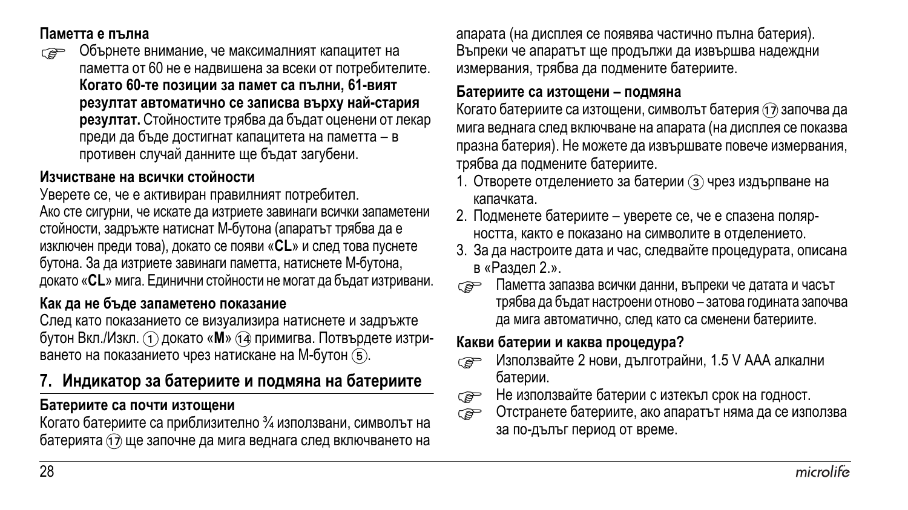#### Паметта е пълна

☞ Обърнете внимание, че максималният капацитет на паметта от 60 не е надвишена за всеки от потребителите. **Когато 60-те позиции за памет са пълни, 61-вият резултат автоматично се записва върху най-стария резултат.** Стойностите трябва да бъдат оценени от лекар преди да бъде достигнат капацитета на паметта – в противен случай данните ще бъдат загубени.

#### Изчистване на всички стойности

Уверете се, че е активиран правилният потребител.
Ако сте сигурни, че искате да изтриете завинаги всички запаметени стойности, задръжте натиснат М-бутона (апаратът трябва да е изключен преди това), докато се появи «**CL**» и след това пуснете бутона. За да изтриете завинаги паметта, натиснете М-бутона, докато «**CL**» мига. Единични стойности не могат да бъдат изтривани.

#### Как да не бъде запаметено показание

След като показанието се визуализира натиснете и задръжте бутон Вкл./Изкл. ① докато «**M**» ⑭ примигва. Потвърдете изтриването на показанието чрез натискане на М-бутон ⑤.

## 7. Индикатор за батериите и подмяна на батериите

#### Батериите са почти изтощени

Когато батериите са приблизително ¾ използвани, символът на батерията ⑰ ще започне да мига веднага след включването на апарата (на дисплея се появява частично пълна батерия). Въпреки че апаратът ще продължи да извършва надеждни измервания, трябва да подмените батериите.

#### Батериите са изтощени – подмяна

Когато батериите са изтощени, символът батерия ⑰ започва да мига веднага след включване на апарата (на дисплея се показва празна батерия). Не можете да извършвате повече измервания, трябва да подмените батериите.

1. Отворете отделението за батерии ③ чрез издърпване на капачката.
2. Подменете батериите – уверете се, че е спазена полярността, както е показано на символите в отделението.
3. За да настроите дата и час, следвайте процедурата, описана в «Раздел 2.».

☞ Паметта запазва всички данни, въпреки че датата и часът трябва да бъдат настроени отново – затова годината започва да мига автоматично, след като са сменени батериите.

#### Какви батерии и каква процедура?

☞ Използвайте 2 нови, дълготрайни, 1.5 V AAA алкални батерии.

☞ Не използвайте батерии с изтекъл срок на годност.

☞ Отстранете батериите, ако апаратът няма да се използва за по-дълъг период от време.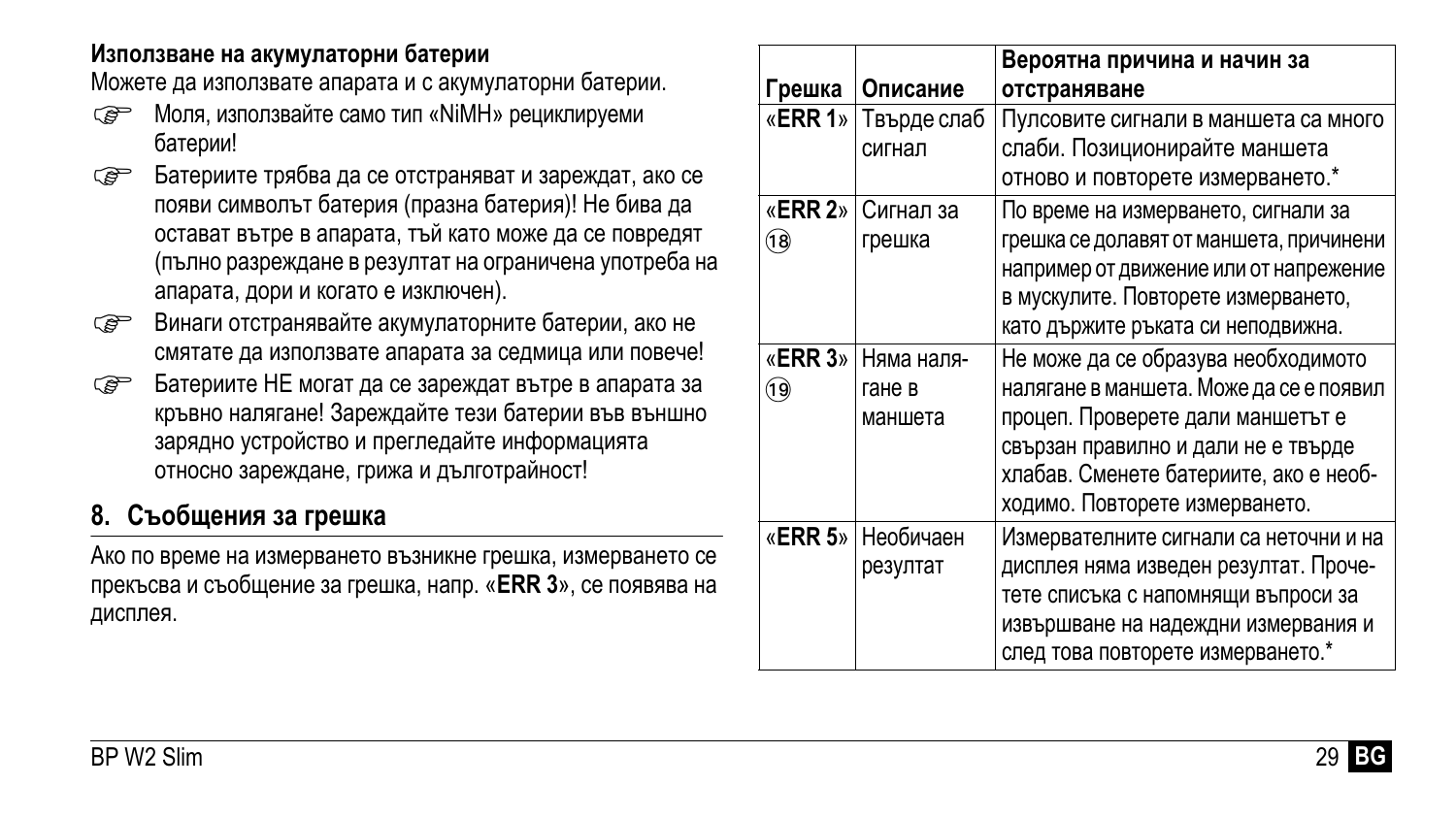**Използване на акумулаторни батерии**

Можете да използвате апарата и с акумулаторни батерии.

- ☞ Моля, използвайте само тип «NiMH» рециклируеми батерии!
- ☞ Батериите трябва да се отстраняват и зареждат, ако се появи символът батерия (празна батерия)! Не бива да остават вътре в апарата, тъй като може да се повредят (пълно разреждане в резултат на ограничена употреба на апарата, дори и когато е изключен).
- ☞ Винаги отстранявайте акумулаторните батерии, ако не смятате да използвате апарата за седмица или повече!
- ☞ Батериите НЕ могат да се зареждат вътре в апарата за кръвно налягане! Зареждайте тези батерии във външно зарядно устройство и прегледайте информацията относно зареждане, грижа и дълготрайност!

## 8. Съобщения за грешка

Ако по време на измерването възникне грешка, измерването се прекъсва и съобщение за грешка, напр. «**ERR 3**», се появява на дисплея.

| Грешка | Описание | Вероятна причина и начин за отстраняване |
|---|---|---|
| «**ERR 1**» | Твърде слаб сигнал | Пулсовите сигнали в маншета са много слаби. Позиционирайте маншета отново и повторете измерването.* |
| «**ERR 2**» ⑱ | Сигнал за грешка | По време на измерването, сигнали за грешка се долавят от маншета, причинени например от движение или от напрежение в мускулите. Повторете измерването, като държите ръката си неподвижна. |
| «**ERR 3**» ⑲ | Няма налягане в маншета | Не може да се образува необходимото налягане в маншета. Може да се е появил процеп. Проверете дали маншетът е свързан правилно и дали не е твърде хлабав. Сменете батериите, ако е необходимо. Повторете измерването. |
| «**ERR 5**» | Необичаен резултат | Измервателните сигнали са неточни и на дисплея няма изведен резултат. Прочетете списъка с напомнящи въпроси за извършване на надеждни измервания и след това повторете измерването.* |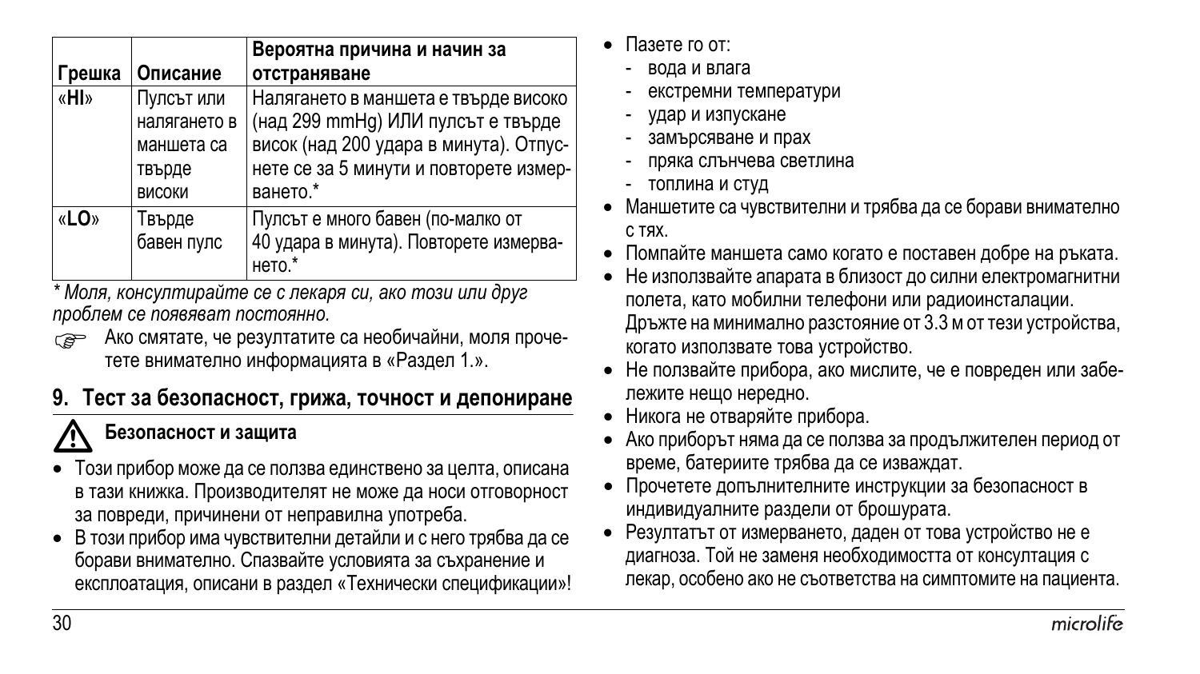| Грешка | Описание | Вероятна причина и начин за отстраняване |
|---|---|---|
| «**HI**» | Пулсът или налягането в маншета са твърде високи | Налягането в маншета е твърде високо (над 299 mmHg) ИЛИ пулсът е твърде висок (над 200 удара в минута). Отпуснете се за 5 минути и повторете измерването.* |
| «**LO**» | Твърде бавен пулс | Пулсът е много бавен (по-малко от 40 удара в минута). Повторете измерването.* |

*\* Моля, консултирайте се с лекаря си, ако този или друг проблем се появяват постоянно.*

☞ Ако смятате, че резултатите са необичайни, моля прочетете внимателно информацията в «Раздел 1.».

## 9. Тест за безопасност, грижа, точност и депониране

### ⚠ Безопасност и защита

- Този прибор може да се ползва единствено за целта, описана в тази книжка. Производителят не може да носи отговорност за повреди, причинени от неправилна употреба.
- В този прибор има чувствителни детайли и с него трябва да се борави внимателно. Спазвайте условията за съхранение и експлоатация, описани в раздел «Технически спецификации»!
- Пазете го от:
  - вода и влага
  - екстремни температури
  - удар и изпускане
  - замърсяване и прах
  - пряка слънчева светлина
  - топлина и студ
- Маншетите са чувствителни и трябва да се борави внимателно с тях.
- Помпайте маншета само когато е поставен добре на ръката.
- Не използвайте апарата в близост до силни електромагнитни полета, като мобилни телефони или радиоинсталации. Дръжте на минимално разстояние от 3.3 м от тези устройства, когато използвате това устройство.
- Не ползвайте прибора, ако мислите, че е повреден или забележите нещо нередно.
- Никога не отваряйте прибора.
- Ако приборът няма да се ползва за продължителен период от време, батериите трябва да се изваждат.
- Прочетете допълнителните инструкции за безопасност в индивидуалните раздели от брошурата.
- Резултатът от измерването, даден от това устройство не е диагноза. Той не заменя необходимостта от консултация с лекар, особено ако не съответства на симптомите на пациента.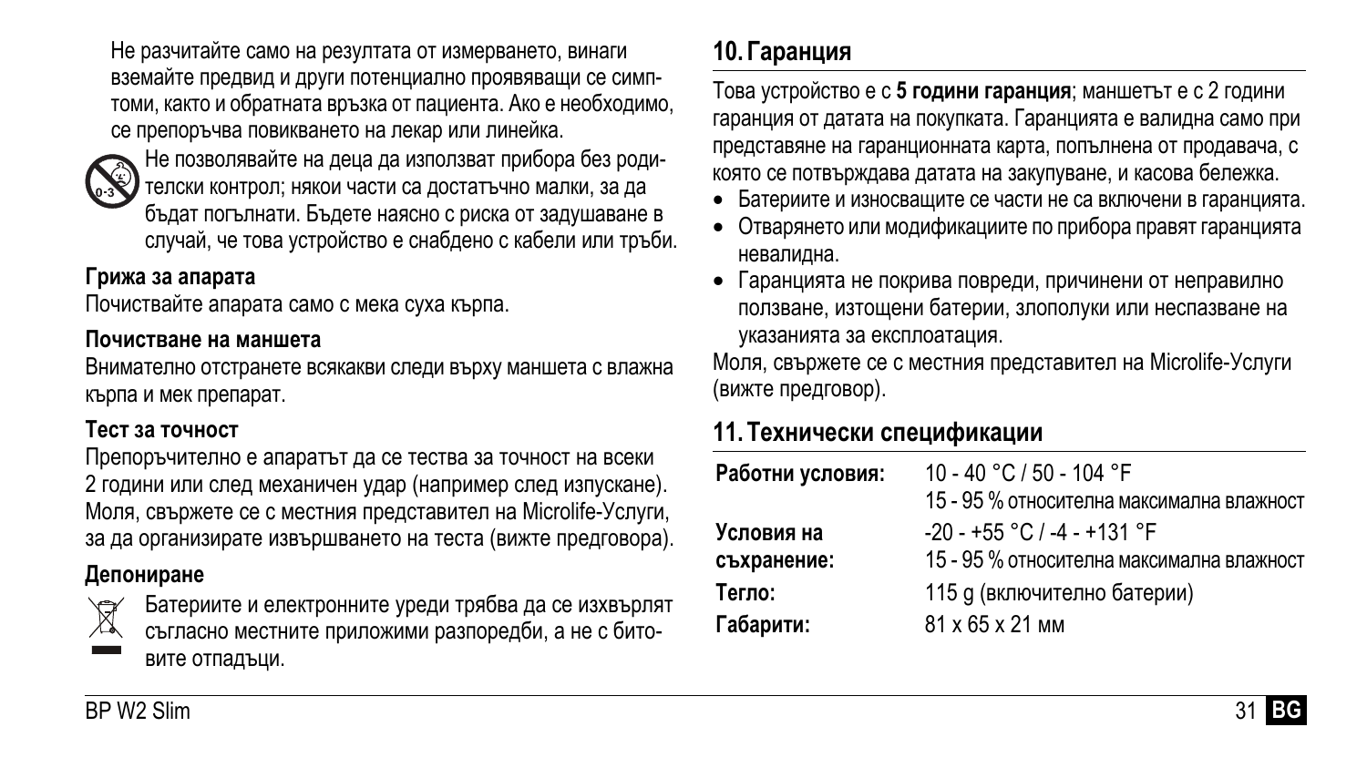Не разчитайте само на резултата от измерването, винаги вземайте предвид и други потенциално проявяващи се симптоми, както и обратната връзка от пациента. Ако е необходимо, се препоръчва повикването на лекар или линейка.

Не позволявайте на деца да използват прибора без родителски контрол; някои части са достатъчно малки, за да бъдат погълнати. Бъдете наясно с риска от задушаване в случай, че това устройство е снабдено с кабели или тръби.

### Грижа за апарата

Почиствайте апарата само с мека суха кърпа.

### Почистване на маншета

Внимателно отстранете всякакви следи върху маншета с влажна кърпа и мек препарат.

### Тест за точност

Препоръчително е апаратът да се тества за точност на всеки 2 години или след механичен удар (например след изпускане). Моля, свържете се с местния представител на Microlife-Услуги, за да организирате извършването на теста (вижте предговора).

### Депониране

Батериите и електронните уреди трябва да се изхвърлят съгласно местните приложими разпоредби, а не с битовите отпадъци.

## 10. Гаранция

Това устройство е с **5 години гаранция**; маншетът е с 2 години гаранция от датата на покупката. Гаранцията е валидна само при представяне на гаранционната карта, попълнена от продавача, с която се потвърждава датата на закупуване, и касова бележка.

- Батериите и износващите се части не са включени в гаранцията.
- Отварянето или модификациите по прибора правят гаранцията невалидна.
- Гаранцията не покрива повреди, причинени от неправилно ползване, изтощени батерии, злополуки или неспазване на указанията за експлоатация.

Моля, свържете се с местния представител на Microlife-Услуги (вижте предговор).

## 11. Технически спецификации

| | |
|---|---|
| **Работни условия:** | 10 - 40 °C / 50 - 104 °F<br>15 - 95 % относителна максимална влажност |
| **Условия на съхранение:** | -20 - +55 °C / -4 - +131 °F<br>15 - 95 % относителна максимална влажност |
| **Тегло:** | 115 g (включително батерии) |
| **Габарити:** | 81 x 65 x 21 мм |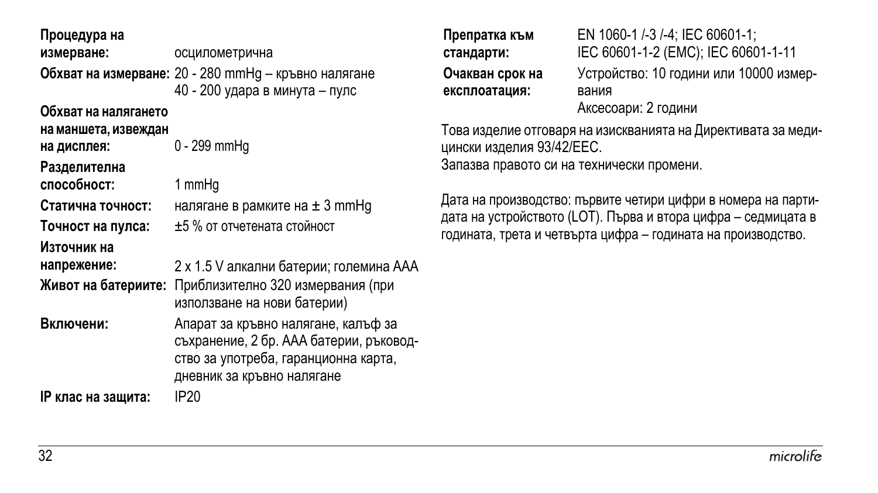| | |
|---|---|
| **Процедура на измерване:** | осцилометрична |
| **Обхват на измерване:** | 20 - 280 mmHg – кръвно налягане<br>40 - 200 удара в минута – пулс |
| **Обхват на налягането на маншета, извеждан на дисплея:** | 0 - 299 mmHg |
| **Разделителна способност:** | 1 mmHg |
| **Статична точност:** | налягане в рамките на ± 3 mmHg |
| **Точност на пулса:** | ±5 % от отчетената стойност |
| **Източник на напрежение:** | 2 x 1.5 V алкални батерии; големина AAA |
| **Живот на батериите:** | Приблизително 320 измервания (при използване на нови батерии) |
| **Включени:** | Апарат за кръвно налягане, калъф за съхранение, 2 бр. AAA батерии, ръководство за употреба, гаранционна карта, дневник за кръвно налягане |
| **IP клас на защита:** | IP20 |
| **Препратка към стандарти:** | EN 1060-1 /-3 /-4; IEC 60601-1; IEC 60601-1-2 (EMC); IEC 60601-1-11 |
| **Очакван срок на експлоатация:** | Устройство: 10 години или 10000 измервания<br>Аксесоари: 2 години |

Това изделие отговаря на изискванията на Директивата за медицински изделия 93/42/EEC.
Запазва правото си на технически промени.

Дата на производство: първите четири цифри в номера на партидата на устройството (LOT). Първа и втора цифра – седмицата в годината, трета и четвърта цифра – годината на производство.